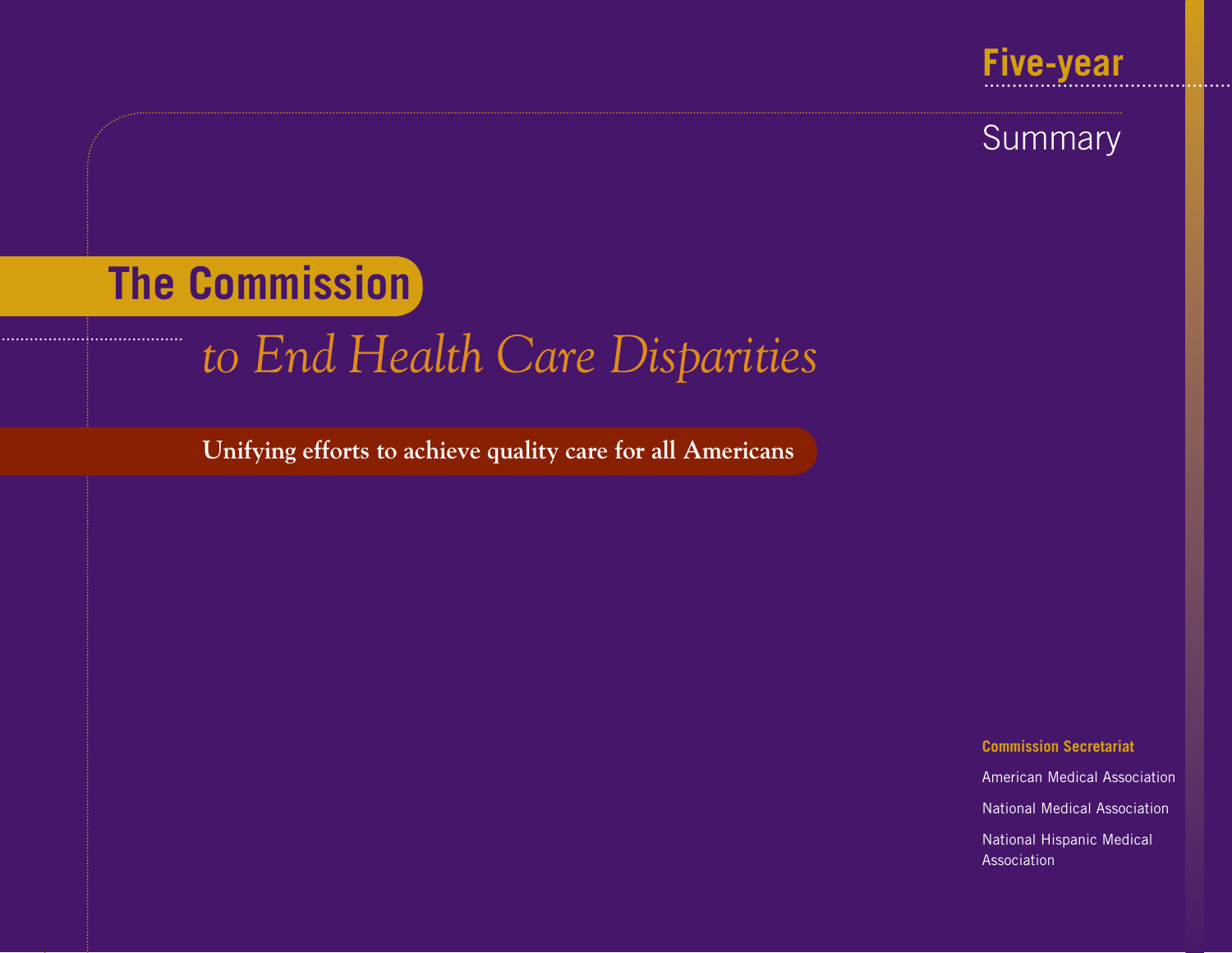Five-year

Summary

# The Commission *to End Health Care Disparities*

**Unifying efforts to achieve quality care for all Americans**

**Commission Secretariat**

American Medical Association

National Medical Association

National Hispanic Medical Association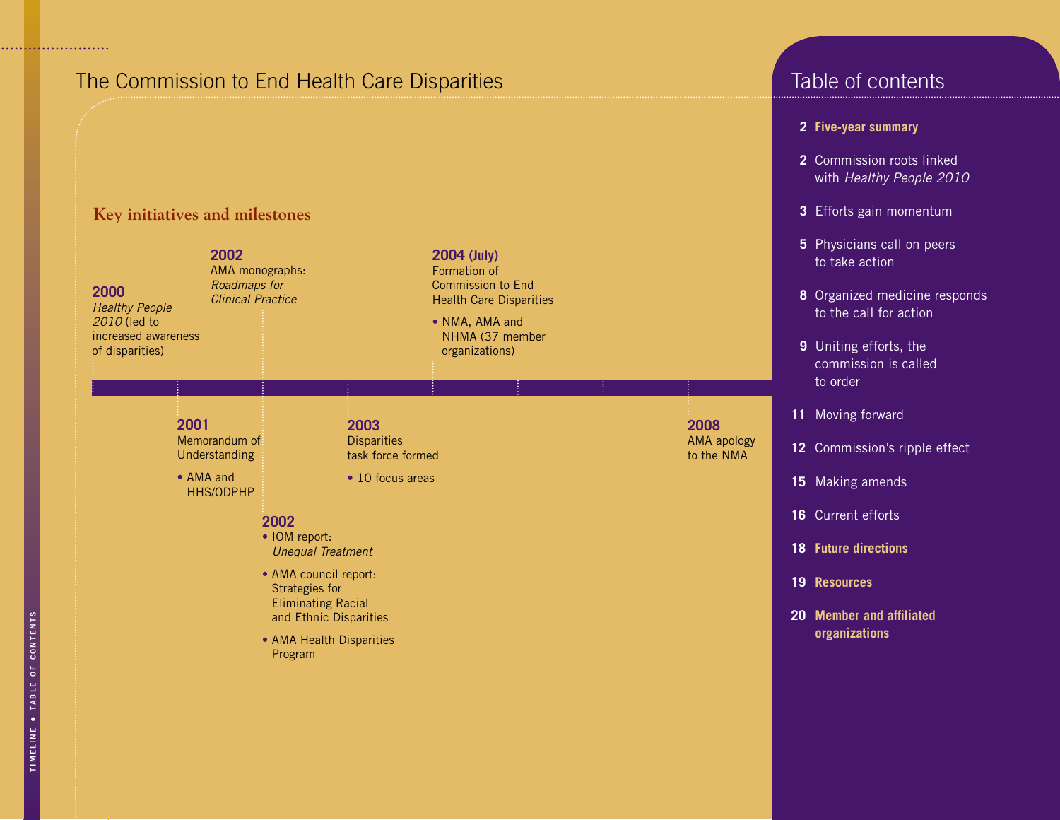# The Commission to End Health Care Disparities

## Key initiatives and milestones

**2000**
*Healthy People 2010* (led to increased awareness of disparities)

**2001**
Memorandum of Understanding

- AMA and HHS/ODPHP

**2002**
AMA monographs: *Roadmaps for Clinical Practice*

**2002**

- IOM report: *Unequal Treatment*
- AMA council report: Strategies for Eliminating Racial and Ethnic Disparities
- AMA Health Disparities Program

**2003**
Disparities task force formed

- 10 focus areas

**2004 (July)**
Formation of Commission to End Health Care Disparities

- NMA, AMA and NHMA (37 member organizations)

**2008**
AMA apology to the NMA

## Table of contents

- **2** **Five-year summary**
- **2** Commission roots linked with *Healthy People 2010*
- **3** Efforts gain momentum
- **5** Physicians call on peers to take action
- **8** Organized medicine responds to the call for action
- **9** Uniting efforts, the commission is called to order
- **11** Moving forward
- **12** Commission's ripple effect
- **15** Making amends
- **16** Current efforts
- **18** **Future directions**
- **19** **Resources**
- **20** **Member and affiliated organizations**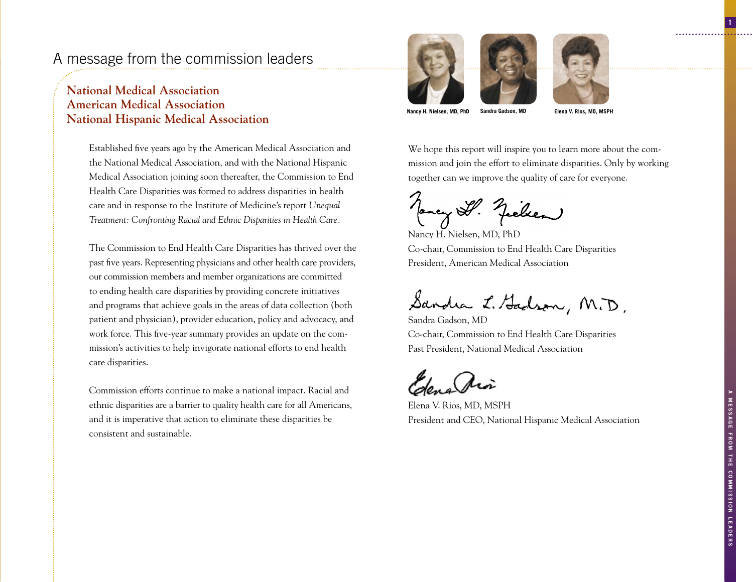# A message from the commission leaders

## National Medical Association
## American Medical Association
## National Hispanic Medical Association

Nancy H. Nielsen, MD, PhD

Sandra Gadson, MD

Elena V. Rios, MD, MSPH

Established five years ago by the American Medical Association and the National Medical Association, and with the National Hispanic Medical Association joining soon thereafter, the Commission to End Health Care Disparities was formed to address disparities in health care and in response to the Institute of Medicine's report *Unequal Treatment: Confronting Racial and Ethnic Disparities in Health Care*.

The Commission to End Health Care Disparities has thrived over the past five years. Representing physicians and other health care providers, our commission members and member organizations are committed to ending health care disparities by providing concrete initiatives and programs that achieve goals in the areas of data collection (both patient and physician), provider education, policy and advocacy, and work force. This five-year summary provides an update on the commission's activities to help invigorate national efforts to end health care disparities.

Commission efforts continue to make a national impact. Racial and ethnic disparities are a barrier to quality health care for all Americans, and it is imperative that action to eliminate these disparities be consistent and sustainable.

We hope this report will inspire you to learn more about the commission and join the effort to eliminate disparities. Only by working together can we improve the quality of care for everyone.

Nancy H. Nielsen, MD, PhD
Co-chair, Commission to End Health Care Disparities
President, American Medical Association

Sandra Gadson, MD
Co-chair, Commission to End Health Care Disparities
Past President, National Medical Association

Elena V. Rios, MD, MSPH
President and CEO, National Hispanic Medical Association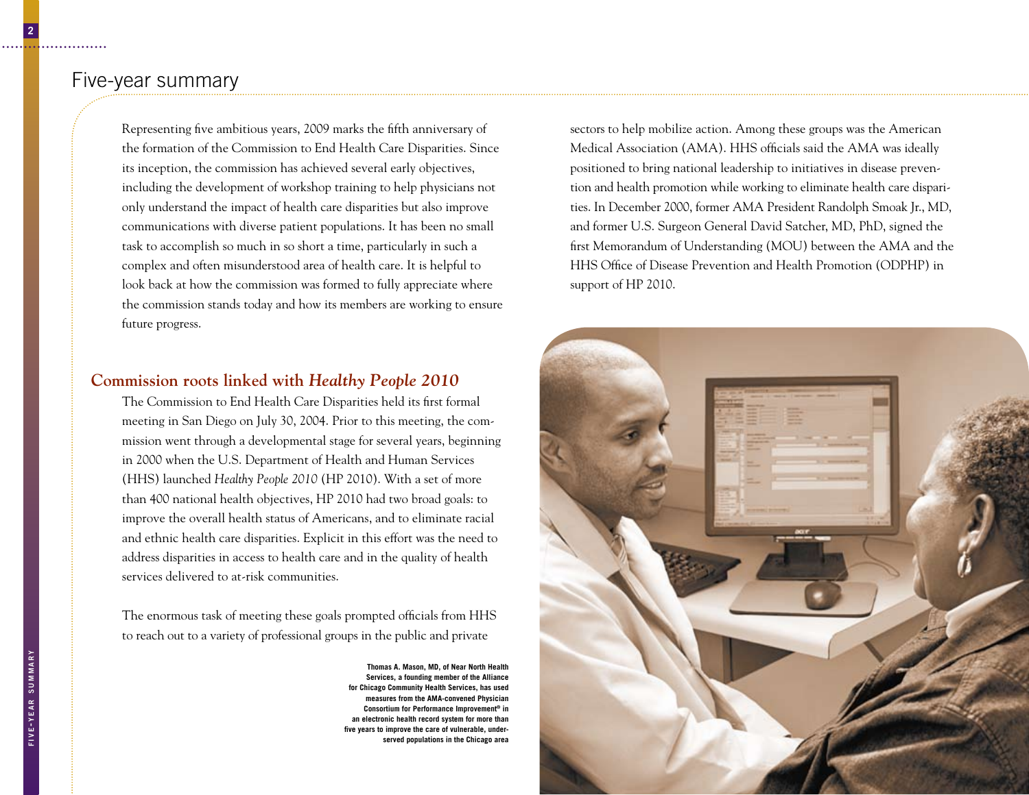# Five-year summary

Representing five ambitious years, 2009 marks the fifth anniversary of the formation of the Commission to End Health Care Disparities. Since its inception, the commission has achieved several early objectives, including the development of workshop training to help physicians not only understand the impact of health care disparities but also improve communications with diverse patient populations. It has been no small task to accomplish so much in so short a time, particularly in such a complex and often misunderstood area of health care. It is helpful to look back at how the commission was formed to fully appreciate where the commission stands today and how its members are working to ensure future progress.

## Commission roots linked with *Healthy People 2010*

The Commission to End Health Care Disparities held its first formal meeting in San Diego on July 30, 2004. Prior to this meeting, the commission went through a developmental stage for several years, beginning in 2000 when the U.S. Department of Health and Human Services (HHS) launched *Healthy People 2010* (HP 2010). With a set of more than 400 national health objectives, HP 2010 had two broad goals: to improve the overall health status of Americans, and to eliminate racial and ethnic health care disparities. Explicit in this effort was the need to address disparities in access to health care and in the quality of health services delivered to at-risk communities.

The enormous task of meeting these goals prompted officials from HHS to reach out to a variety of professional groups in the public and private sectors to help mobilize action. Among these groups was the American Medical Association (AMA). HHS officials said the AMA was ideally positioned to bring national leadership to initiatives in disease prevention and health promotion while working to eliminate health care disparities. In December 2000, former AMA President Randolph Smoak Jr., MD, and former U.S. Surgeon General David Satcher, MD, PhD, signed the first Memorandum of Understanding (MOU) between the AMA and the HHS Office of Disease Prevention and Health Promotion (ODPHP) in support of HP 2010.

**Thomas A. Mason, MD, of Near North Health Services, a founding member of the Alliance for Chicago Community Health Services, has used measures from the AMA-convened Physician Consortium for Performance Improvement® in an electronic health record system for more than five years to improve the care of vulnerable, underserved populations in the Chicago area**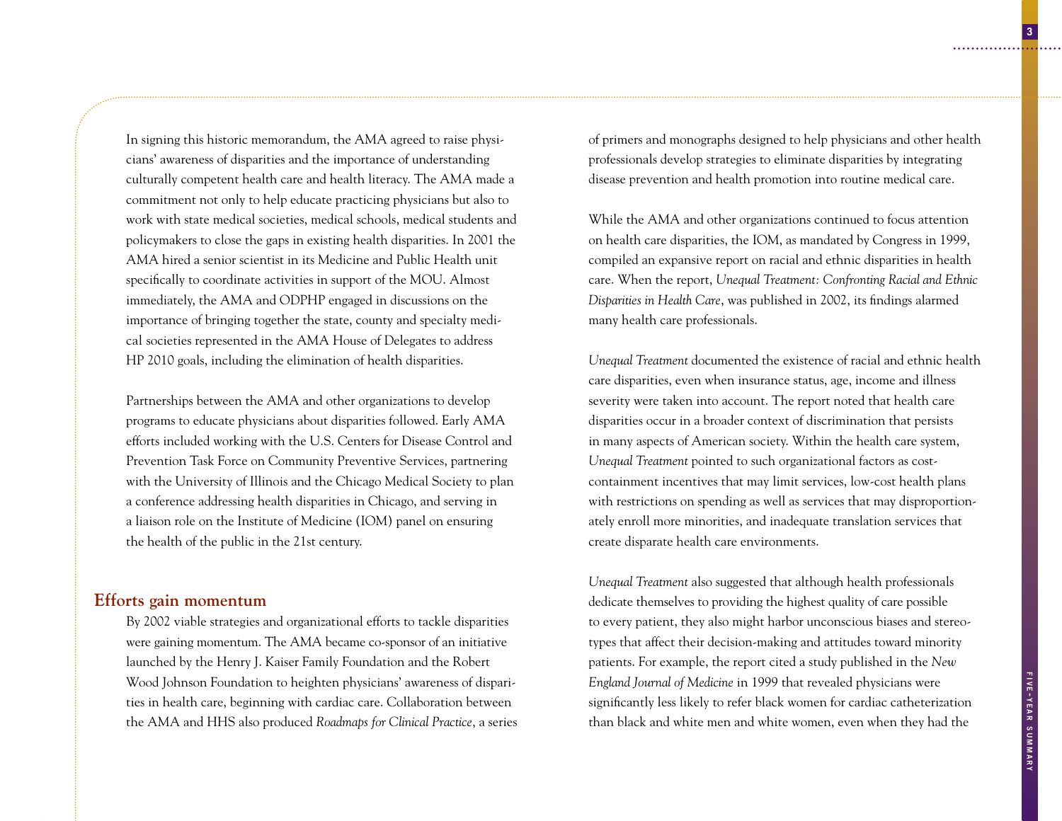In signing this historic memorandum, the AMA agreed to raise physicians' awareness of disparities and the importance of understanding culturally competent health care and health literacy. The AMA made a commitment not only to help educate practicing physicians but also to work with state medical societies, medical schools, medical students and policymakers to close the gaps in existing health disparities. In 2001 the AMA hired a senior scientist in its Medicine and Public Health unit specifically to coordinate activities in support of the MOU. Almost immediately, the AMA and ODPHP engaged in discussions on the importance of bringing together the state, county and specialty medical societies represented in the AMA House of Delegates to address HP 2010 goals, including the elimination of health disparities.

Partnerships between the AMA and other organizations to develop programs to educate physicians about disparities followed. Early AMA efforts included working with the U.S. Centers for Disease Control and Prevention Task Force on Community Preventive Services, partnering with the University of Illinois and the Chicago Medical Society to plan a conference addressing health disparities in Chicago, and serving in a liaison role on the Institute of Medicine (IOM) panel on ensuring the health of the public in the 21st century.

## Efforts gain momentum

By 2002 viable strategies and organizational efforts to tackle disparities were gaining momentum. The AMA became co-sponsor of an initiative launched by the Henry J. Kaiser Family Foundation and the Robert Wood Johnson Foundation to heighten physicians' awareness of disparities in health care, beginning with cardiac care. Collaboration between the AMA and HHS also produced *Roadmaps for Clinical Practice*, a series of primers and monographs designed to help physicians and other health professionals develop strategies to eliminate disparities by integrating disease prevention and health promotion into routine medical care.

While the AMA and other organizations continued to focus attention on health care disparities, the IOM, as mandated by Congress in 1999, compiled an expansive report on racial and ethnic disparities in health care. When the report, *Unequal Treatment: Confronting Racial and Ethnic Disparities in Health Care*, was published in 2002, its findings alarmed many health care professionals.

*Unequal Treatment* documented the existence of racial and ethnic health care disparities, even when insurance status, age, income and illness severity were taken into account. The report noted that health care disparities occur in a broader context of discrimination that persists in many aspects of American society. Within the health care system, *Unequal Treatment* pointed to such organizational factors as cost-containment incentives that may limit services, low-cost health plans with restrictions on spending as well as services that may disproportionately enroll more minorities, and inadequate translation services that create disparate health care environments.

*Unequal Treatment* also suggested that although health professionals dedicate themselves to providing the highest quality of care possible to every patient, they also might harbor unconscious biases and stereotypes that affect their decision-making and attitudes toward minority patients. For example, the report cited a study published in the *New England Journal of Medicine* in 1999 that revealed physicians were significantly less likely to refer black women for cardiac catheterization than black and white men and white women, even when they had the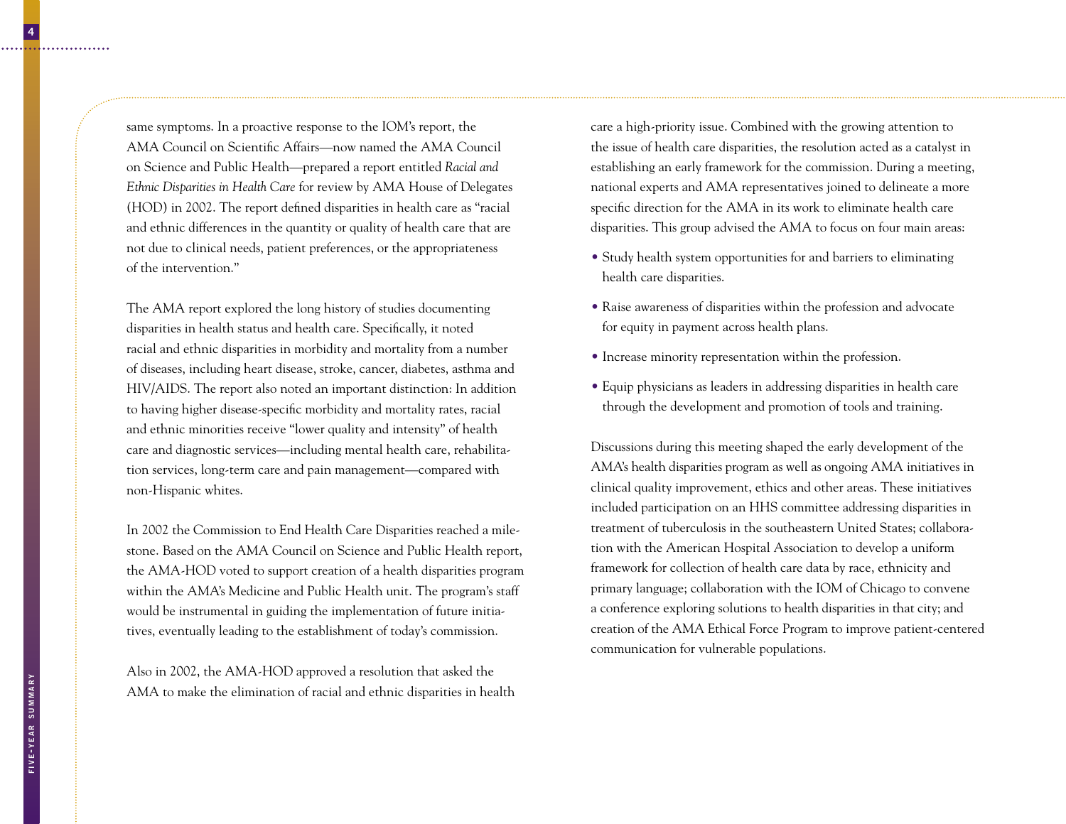same symptoms. In a proactive response to the IOM's report, the AMA Council on Scientific Affairs—now named the AMA Council on Science and Public Health—prepared a report entitled *Racial and Ethnic Disparities in Health Care* for review by AMA House of Delegates (HOD) in 2002. The report defined disparities in health care as "racial and ethnic differences in the quantity or quality of health care that are not due to clinical needs, patient preferences, or the appropriateness of the intervention."

The AMA report explored the long history of studies documenting disparities in health status and health care. Specifically, it noted racial and ethnic disparities in morbidity and mortality from a number of diseases, including heart disease, stroke, cancer, diabetes, asthma and HIV/AIDS. The report also noted an important distinction: In addition to having higher disease-specific morbidity and mortality rates, racial and ethnic minorities receive "lower quality and intensity" of health care and diagnostic services—including mental health care, rehabilitation services, long-term care and pain management—compared with non-Hispanic whites.

In 2002 the Commission to End Health Care Disparities reached a milestone. Based on the AMA Council on Science and Public Health report, the AMA-HOD voted to support creation of a health disparities program within the AMA's Medicine and Public Health unit. The program's staff would be instrumental in guiding the implementation of future initiatives, eventually leading to the establishment of today's commission.

Also in 2002, the AMA-HOD approved a resolution that asked the AMA to make the elimination of racial and ethnic disparities in health care a high-priority issue. Combined with the growing attention to the issue of health care disparities, the resolution acted as a catalyst in establishing an early framework for the commission. During a meeting, national experts and AMA representatives joined to delineate a more specific direction for the AMA in its work to eliminate health care disparities. This group advised the AMA to focus on four main areas:

- Study health system opportunities for and barriers to eliminating health care disparities.
- Raise awareness of disparities within the profession and advocate for equity in payment across health plans.
- Increase minority representation within the profession.
- Equip physicians as leaders in addressing disparities in health care through the development and promotion of tools and training.

Discussions during this meeting shaped the early development of the AMA's health disparities program as well as ongoing AMA initiatives in clinical quality improvement, ethics and other areas. These initiatives included participation on an HHS committee addressing disparities in treatment of tuberculosis in the southeastern United States; collaboration with the American Hospital Association to develop a uniform framework for collection of health care data by race, ethnicity and primary language; collaboration with the IOM of Chicago to convene a conference exploring solutions to health disparities in that city; and creation of the AMA Ethical Force Program to improve patient-centered communication for vulnerable populations.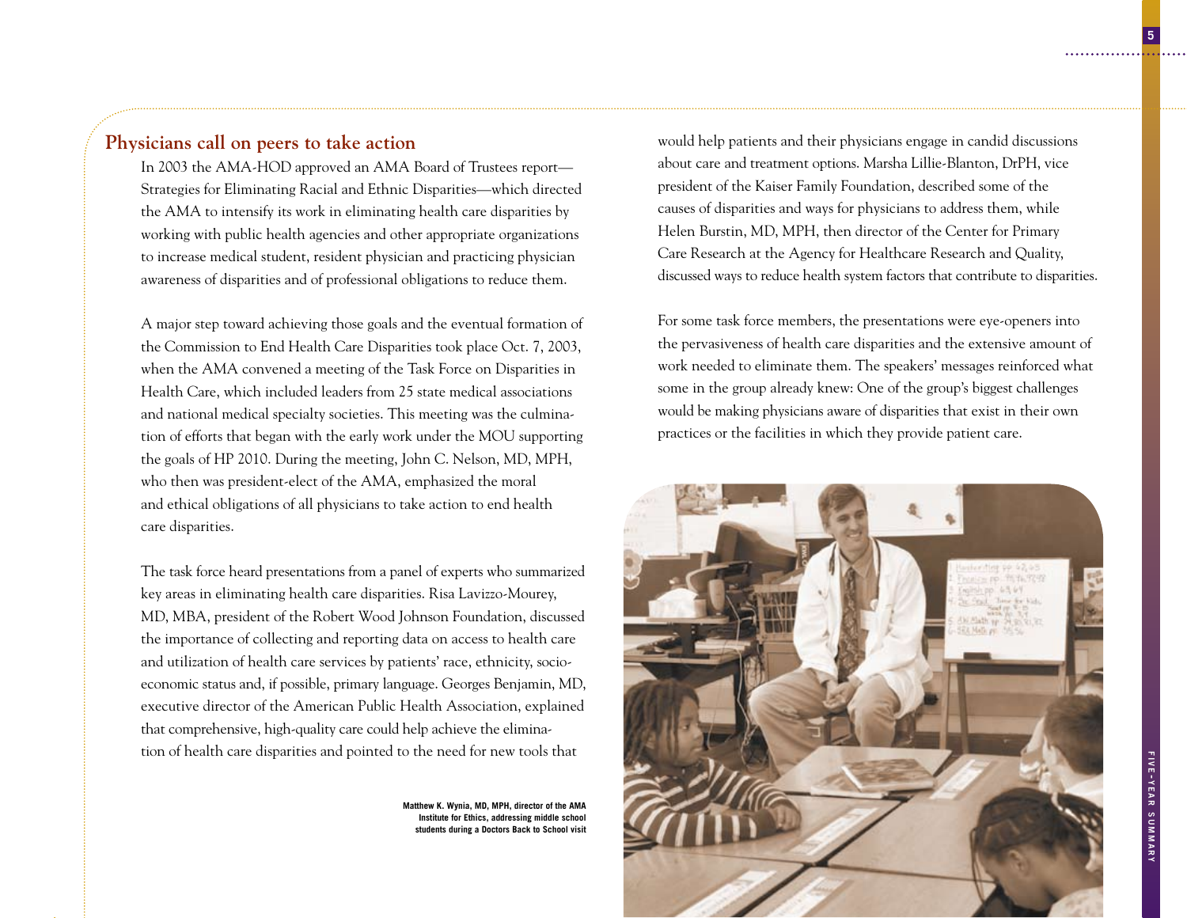## Physicians call on peers to take action

In 2003 the AMA-HOD approved an AMA Board of Trustees report—Strategies for Eliminating Racial and Ethnic Disparities—which directed the AMA to intensify its work in eliminating health care disparities by working with public health agencies and other appropriate organizations to increase medical student, resident physician and practicing physician awareness of disparities and of professional obligations to reduce them.

A major step toward achieving those goals and the eventual formation of the Commission to End Health Care Disparities took place Oct. 7, 2003, when the AMA convened a meeting of the Task Force on Disparities in Health Care, which included leaders from 25 state medical associations and national medical specialty societies. This meeting was the culmination of efforts that began with the early work under the MOU supporting the goals of HP 2010. During the meeting, John C. Nelson, MD, MPH, who then was president-elect of the AMA, emphasized the moral and ethical obligations of all physicians to take action to end health care disparities.

The task force heard presentations from a panel of experts who summarized key areas in eliminating health care disparities. Risa Lavizzo-Mourey, MD, MBA, president of the Robert Wood Johnson Foundation, discussed the importance of collecting and reporting data on access to health care and utilization of health care services by patients' race, ethnicity, socioeconomic status and, if possible, primary language. Georges Benjamin, MD, executive director of the American Public Health Association, explained that comprehensive, high-quality care could help achieve the elimination of health care disparities and pointed to the need for new tools that would help patients and their physicians engage in candid discussions about care and treatment options. Marsha Lillie-Blanton, DrPH, vice president of the Kaiser Family Foundation, described some of the causes of disparities and ways for physicians to address them, while Helen Burstin, MD, MPH, then director of the Center for Primary Care Research at the Agency for Healthcare Research and Quality, discussed ways to reduce health system factors that contribute to disparities.

For some task force members, the presentations were eye-openers into the pervasiveness of health care disparities and the extensive amount of work needed to eliminate them. The speakers' messages reinforced what some in the group already knew: One of the group's biggest challenges would be making physicians aware of disparities that exist in their own practices or the facilities in which they provide patient care.

**Matthew K. Wynia, MD, MPH, director of the AMA Institute for Ethics, addressing middle school students during a Doctors Back to School visit**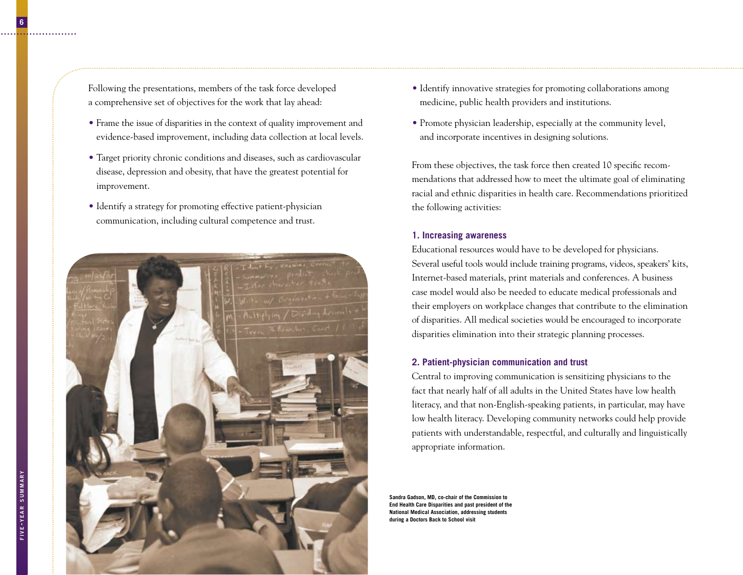Following the presentations, members of the task force developed a comprehensive set of objectives for the work that lay ahead:

- Frame the issue of disparities in the context of quality improvement and evidence-based improvement, including data collection at local levels.
- Target priority chronic conditions and diseases, such as cardiovascular disease, depression and obesity, that have the greatest potential for improvement.
- Identify a strategy for promoting effective patient-physician communication, including cultural competence and trust.
- Identify innovative strategies for promoting collaborations among medicine, public health providers and institutions.
- Promote physician leadership, especially at the community level, and incorporate incentives in designing solutions.

From these objectives, the task force then created 10 specific recommendations that addressed how to meet the ultimate goal of eliminating racial and ethnic disparities in health care. Recommendations prioritized the following activities:

### 1. Increasing awareness

Educational resources would have to be developed for physicians. Several useful tools would include training programs, videos, speakers' kits, Internet-based materials, print materials and conferences. A business case model would also be needed to educate medical professionals and their employers on workplace changes that contribute to the elimination of disparities. All medical societies would be encouraged to incorporate disparities elimination into their strategic planning processes.

### 2. Patient-physician communication and trust

Central to improving communication is sensitizing physicians to the fact that nearly half of all adults in the United States have low health literacy, and that non-English-speaking patients, in particular, may have low health literacy. Developing community networks could help provide patients with understandable, respectful, and culturally and linguistically appropriate information.

**Sandra Gadson, MD, co-chair of the Commission to End Health Care Disparities and past president of the National Medical Association, addressing students during a Doctors Back to School visit**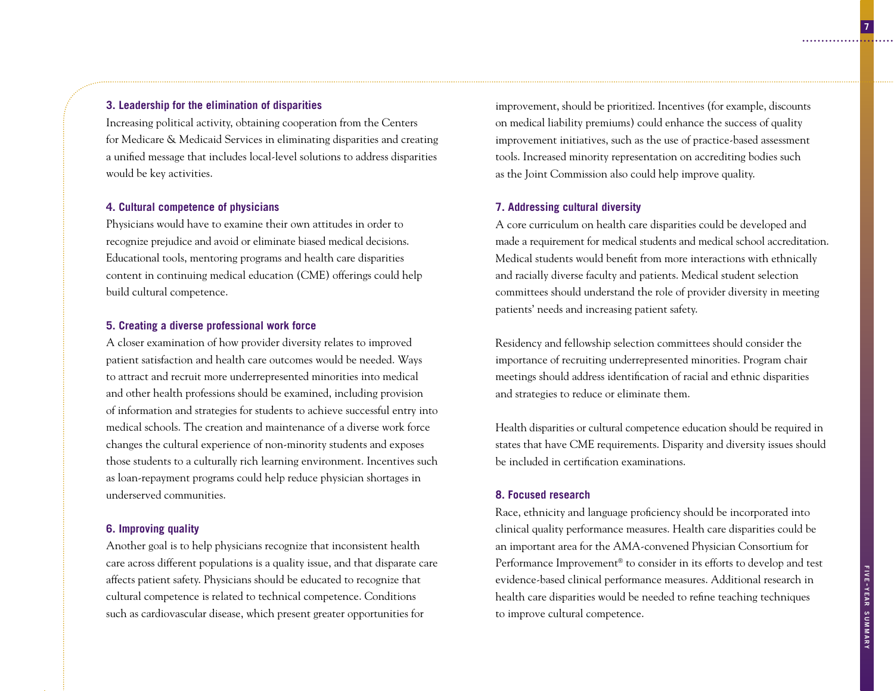### 3. Leadership for the elimination of disparities

Increasing political activity, obtaining cooperation from the Centers for Medicare & Medicaid Services in eliminating disparities and creating a unified message that includes local-level solutions to address disparities would be key activities.

### 4. Cultural competence of physicians

Physicians would have to examine their own attitudes in order to recognize prejudice and avoid or eliminate biased medical decisions. Educational tools, mentoring programs and health care disparities content in continuing medical education (CME) offerings could help build cultural competence.

### 5. Creating a diverse professional work force

A closer examination of how provider diversity relates to improved patient satisfaction and health care outcomes would be needed. Ways to attract and recruit more underrepresented minorities into medical and other health professions should be examined, including provision of information and strategies for students to achieve successful entry into medical schools. The creation and maintenance of a diverse work force changes the cultural experience of non-minority students and exposes those students to a culturally rich learning environment. Incentives such as loan-repayment programs could help reduce physician shortages in underserved communities.

### 6. Improving quality

Another goal is to help physicians recognize that inconsistent health care across different populations is a quality issue, and that disparate care affects patient safety. Physicians should be educated to recognize that cultural competence is related to technical competence. Conditions such as cardiovascular disease, which present greater opportunities for improvement, should be prioritized. Incentives (for example, discounts on medical liability premiums) could enhance the success of quality improvement initiatives, such as the use of practice-based assessment tools. Increased minority representation on accrediting bodies such as the Joint Commission also could help improve quality.

### 7. Addressing cultural diversity

A core curriculum on health care disparities could be developed and made a requirement for medical students and medical school accreditation. Medical students would benefit from more interactions with ethnically and racially diverse faculty and patients. Medical student selection committees should understand the role of provider diversity in meeting patients' needs and increasing patient safety.

Residency and fellowship selection committees should consider the importance of recruiting underrepresented minorities. Program chair meetings should address identification of racial and ethnic disparities and strategies to reduce or eliminate them.

Health disparities or cultural competence education should be required in states that have CME requirements. Disparity and diversity issues should be included in certification examinations.

### 8. Focused research

Race, ethnicity and language proficiency should be incorporated into clinical quality performance measures. Health care disparities could be an important area for the AMA-convened Physician Consortium for Performance Improvement® to consider in its efforts to develop and test evidence-based clinical performance measures. Additional research in health care disparities would be needed to refine teaching techniques to improve cultural competence.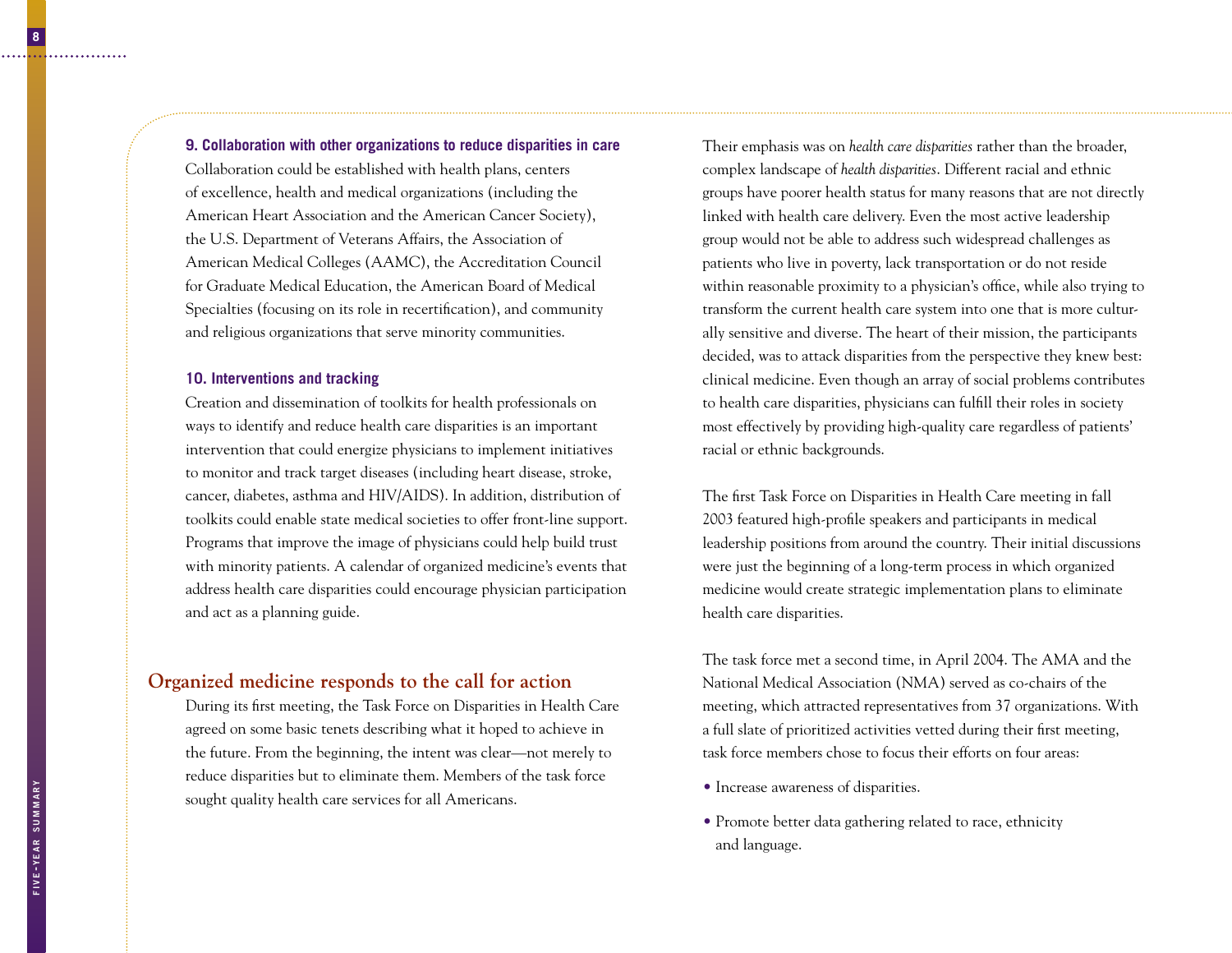### 9. Collaboration with other organizations to reduce disparities in care

Collaboration could be established with health plans, centers of excellence, health and medical organizations (including the American Heart Association and the American Cancer Society), the U.S. Department of Veterans Affairs, the Association of American Medical Colleges (AAMC), the Accreditation Council for Graduate Medical Education, the American Board of Medical Specialties (focusing on its role in recertification), and community and religious organizations that serve minority communities.

### 10. Interventions and tracking

Creation and dissemination of toolkits for health professionals on ways to identify and reduce health care disparities is an important intervention that could energize physicians to implement initiatives to monitor and track target diseases (including heart disease, stroke, cancer, diabetes, asthma and HIV/AIDS). In addition, distribution of toolkits could enable state medical societies to offer front-line support. Programs that improve the image of physicians could help build trust with minority patients. A calendar of organized medicine's events that address health care disparities could encourage physician participation and act as a planning guide.

## Organized medicine responds to the call for action

During its first meeting, the Task Force on Disparities in Health Care agreed on some basic tenets describing what it hoped to achieve in the future. From the beginning, the intent was clear—not merely to reduce disparities but to eliminate them. Members of the task force sought quality health care services for all Americans.

Their emphasis was on *health care disparities* rather than the broader, complex landscape of *health disparities*. Different racial and ethnic groups have poorer health status for many reasons that are not directly linked with health care delivery. Even the most active leadership group would not be able to address such widespread challenges as patients who live in poverty, lack transportation or do not reside within reasonable proximity to a physician's office, while also trying to transform the current health care system into one that is more culturally sensitive and diverse. The heart of their mission, the participants decided, was to attack disparities from the perspective they knew best: clinical medicine. Even though an array of social problems contributes to health care disparities, physicians can fulfill their roles in society most effectively by providing high-quality care regardless of patients' racial or ethnic backgrounds.

The first Task Force on Disparities in Health Care meeting in fall 2003 featured high-profile speakers and participants in medical leadership positions from around the country. Their initial discussions were just the beginning of a long-term process in which organized medicine would create strategic implementation plans to eliminate health care disparities.

The task force met a second time, in April 2004. The AMA and the National Medical Association (NMA) served as co-chairs of the meeting, which attracted representatives from 37 organizations. With a full slate of prioritized activities vetted during their first meeting, task force members chose to focus their efforts on four areas:

- Increase awareness of disparities.
- Promote better data gathering related to race, ethnicity and language.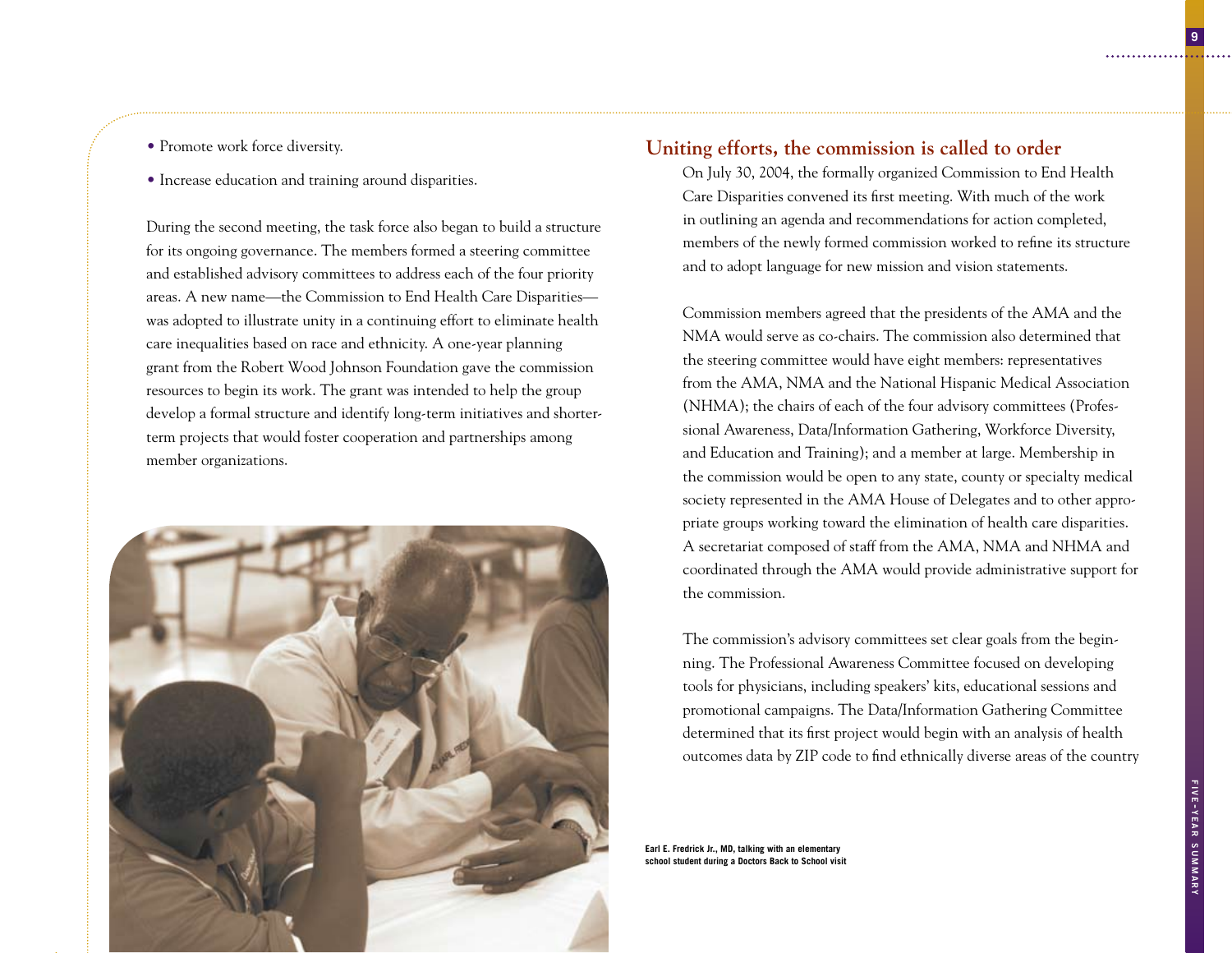- Promote work force diversity.
- Increase education and training around disparities.

During the second meeting, the task force also began to build a structure for its ongoing governance. The members formed a steering committee and established advisory committees to address each of the four priority areas. A new name—the Commission to End Health Care Disparities—was adopted to illustrate unity in a continuing effort to eliminate health care inequalities based on race and ethnicity. A one-year planning grant from the Robert Wood Johnson Foundation gave the commission resources to begin its work. The grant was intended to help the group develop a formal structure and identify long-term initiatives and shorter-term projects that would foster cooperation and partnerships among member organizations.

## Uniting efforts, the commission is called to order

On July 30, 2004, the formally organized Commission to End Health Care Disparities convened its first meeting. With much of the work in outlining an agenda and recommendations for action completed, members of the newly formed commission worked to refine its structure and to adopt language for new mission and vision statements.

Commission members agreed that the presidents of the AMA and the NMA would serve as co-chairs. The commission also determined that the steering committee would have eight members: representatives from the AMA, NMA and the National Hispanic Medical Association (NHMA); the chairs of each of the four advisory committees (Professional Awareness, Data/Information Gathering, Workforce Diversity, and Education and Training); and a member at large. Membership in the commission would be open to any state, county or specialty medical society represented in the AMA House of Delegates and to other appropriate groups working toward the elimination of health care disparities. A secretariat composed of staff from the AMA, NMA and NHMA and coordinated through the AMA would provide administrative support for the commission.

The commission's advisory committees set clear goals from the beginning. The Professional Awareness Committee focused on developing tools for physicians, including speakers' kits, educational sessions and promotional campaigns. The Data/Information Gathering Committee determined that its first project would begin with an analysis of health outcomes data by ZIP code to find ethnically diverse areas of the country

**Earl E. Fredrick Jr., MD, talking with an elementary school student during a Doctors Back to School visit**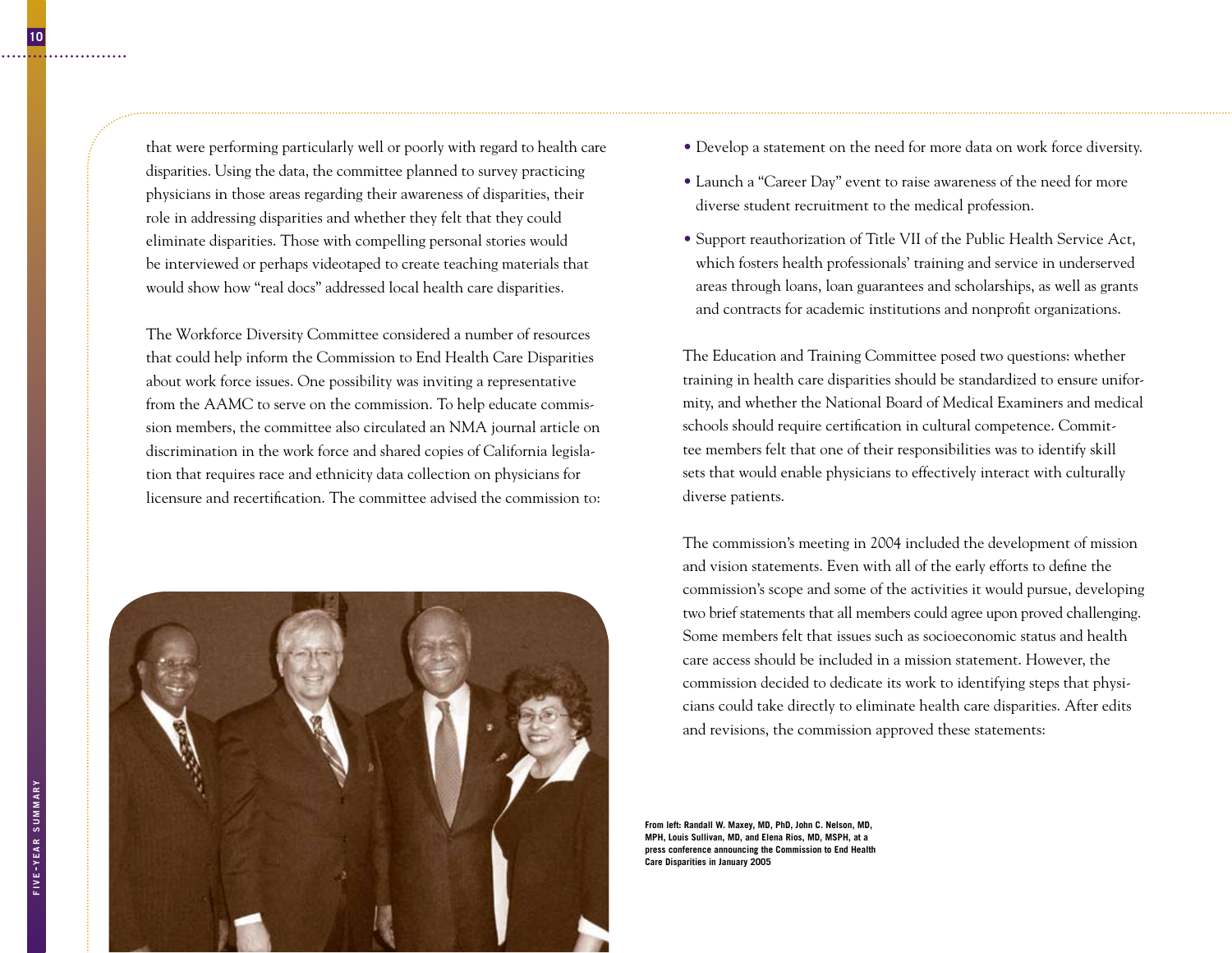that were performing particularly well or poorly with regard to health care disparities. Using the data, the committee planned to survey practicing physicians in those areas regarding their awareness of disparities, their role in addressing disparities and whether they felt that they could eliminate disparities. Those with compelling personal stories would be interviewed or perhaps videotaped to create teaching materials that would show how "real docs" addressed local health care disparities.

The Workforce Diversity Committee considered a number of resources that could help inform the Commission to End Health Care Disparities about work force issues. One possibility was inviting a representative from the AAMC to serve on the commission. To help educate commission members, the committee also circulated an NMA journal article on discrimination in the work force and shared copies of California legislation that requires race and ethnicity data collection on physicians for licensure and recertification. The committee advised the commission to:

- Develop a statement on the need for more data on work force diversity.
- Launch a "Career Day" event to raise awareness of the need for more diverse student recruitment to the medical profession.
- Support reauthorization of Title VII of the Public Health Service Act, which fosters health professionals' training and service in underserved areas through loans, loan guarantees and scholarships, as well as grants and contracts for academic institutions and nonprofit organizations.

The Education and Training Committee posed two questions: whether training in health care disparities should be standardized to ensure uniformity, and whether the National Board of Medical Examiners and medical schools should require certification in cultural competence. Committee members felt that one of their responsibilities was to identify skill sets that would enable physicians to effectively interact with culturally diverse patients.

The commission's meeting in 2004 included the development of mission and vision statements. Even with all of the early efforts to define the commission's scope and some of the activities it would pursue, developing two brief statements that all members could agree upon proved challenging. Some members felt that issues such as socioeconomic status and health care access should be included in a mission statement. However, the commission decided to dedicate its work to identifying steps that physicians could take directly to eliminate health care disparities. After edits and revisions, the commission approved these statements:

**From left: Randall W. Maxey, MD, PhD, John C. Nelson, MD, MPH, Louis Sullivan, MD, and Elena Rios, MD, MSPH, at a press conference announcing the Commission to End Health Care Disparities in January 2005**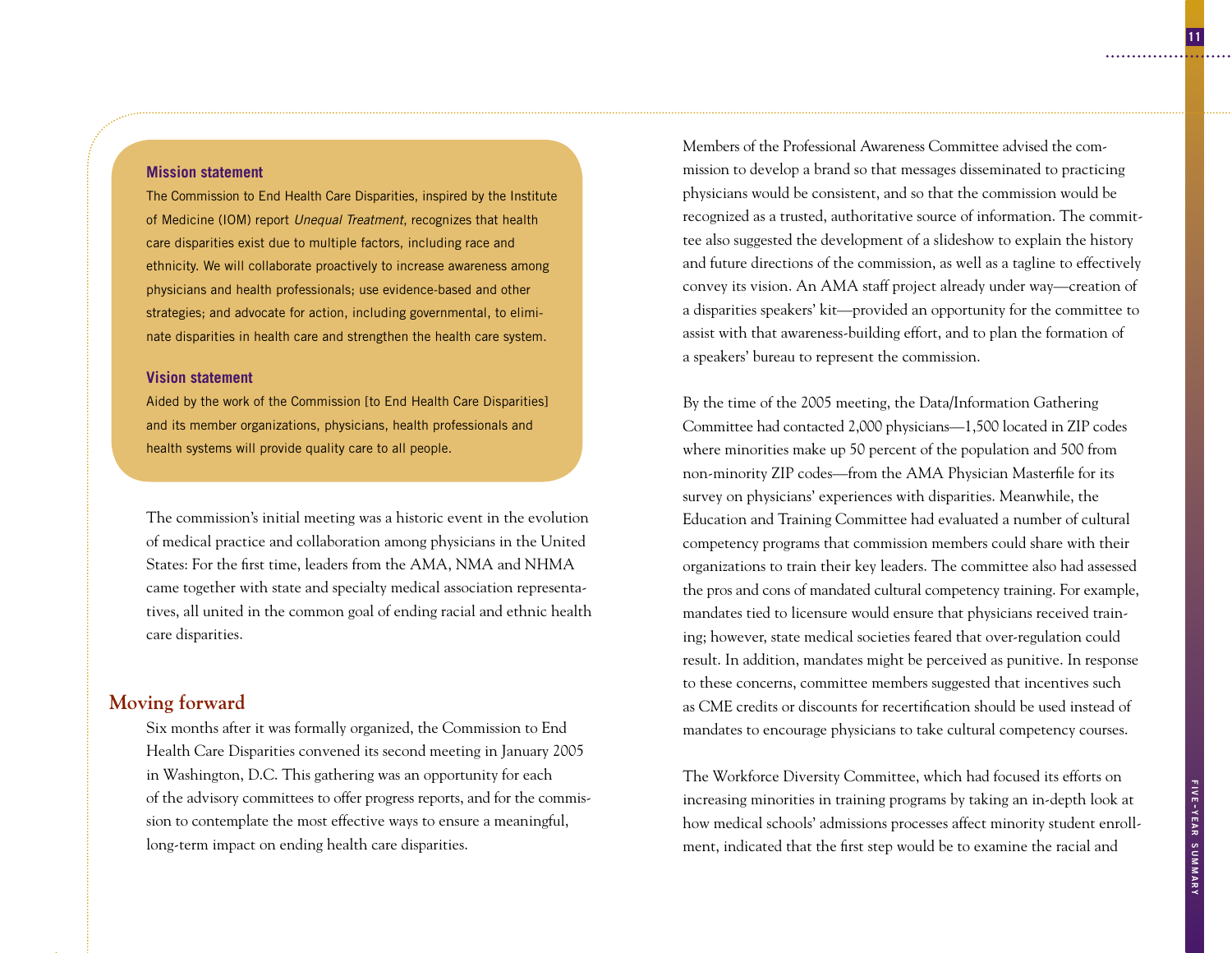**Mission statement**

The Commission to End Health Care Disparities, inspired by the Institute of Medicine (IOM) report *Unequal Treatment*, recognizes that health care disparities exist due to multiple factors, including race and ethnicity. We will collaborate proactively to increase awareness among physicians and health professionals; use evidence-based and other strategies; and advocate for action, including governmental, to eliminate disparities in health care and strengthen the health care system.

**Vision statement**

Aided by the work of the Commission [to End Health Care Disparities] and its member organizations, physicians, health professionals and health systems will provide quality care to all people.

The commission's initial meeting was a historic event in the evolution of medical practice and collaboration among physicians in the United States: For the first time, leaders from the AMA, NMA and NHMA came together with state and specialty medical association representatives, all united in the common goal of ending racial and ethnic health care disparities.

## Moving forward

Six months after it was formally organized, the Commission to End Health Care Disparities convened its second meeting in January 2005 in Washington, D.C. This gathering was an opportunity for each of the advisory committees to offer progress reports, and for the commission to contemplate the most effective ways to ensure a meaningful, long-term impact on ending health care disparities.

Members of the Professional Awareness Committee advised the commission to develop a brand so that messages disseminated to practicing physicians would be consistent, and so that the commission would be recognized as a trusted, authoritative source of information. The committee also suggested the development of a slideshow to explain the history and future directions of the commission, as well as a tagline to effectively convey its vision. An AMA staff project already under way—creation of a disparities speakers' kit—provided an opportunity for the committee to assist with that awareness-building effort, and to plan the formation of a speakers' bureau to represent the commission.

By the time of the 2005 meeting, the Data/Information Gathering Committee had contacted 2,000 physicians—1,500 located in ZIP codes where minorities make up 50 percent of the population and 500 from non-minority ZIP codes—from the AMA Physician Masterfile for its survey on physicians' experiences with disparities. Meanwhile, the Education and Training Committee had evaluated a number of cultural competency programs that commission members could share with their organizations to train their key leaders. The committee also had assessed the pros and cons of mandated cultural competency training. For example, mandates tied to licensure would ensure that physicians received training; however, state medical societies feared that over-regulation could result. In addition, mandates might be perceived as punitive. In response to these concerns, committee members suggested that incentives such as CME credits or discounts for recertification should be used instead of mandates to encourage physicians to take cultural competency courses.

The Workforce Diversity Committee, which had focused its efforts on increasing minorities in training programs by taking an in-depth look at how medical schools' admissions processes affect minority student enrollment, indicated that the first step would be to examine the racial and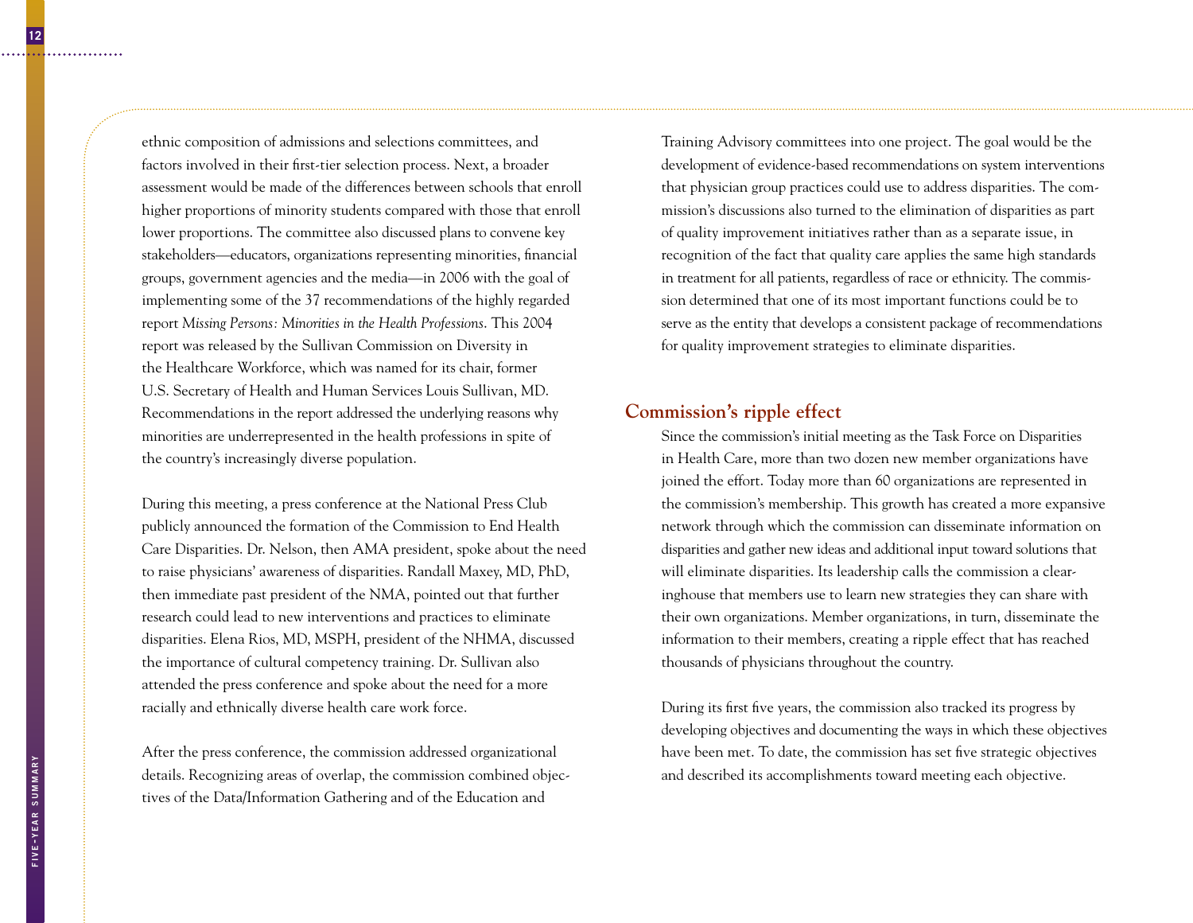ethnic composition of admissions and selections committees, and factors involved in their first-tier selection process. Next, a broader assessment would be made of the differences between schools that enroll higher proportions of minority students compared with those that enroll lower proportions. The committee also discussed plans to convene key stakeholders—educators, organizations representing minorities, financial groups, government agencies and the media—in 2006 with the goal of implementing some of the 37 recommendations of the highly regarded report *Missing Persons: Minorities in the Health Professions*. This 2004 report was released by the Sullivan Commission on Diversity in the Healthcare Workforce, which was named for its chair, former U.S. Secretary of Health and Human Services Louis Sullivan, MD. Recommendations in the report addressed the underlying reasons why minorities are underrepresented in the health professions in spite of the country's increasingly diverse population.

During this meeting, a press conference at the National Press Club publicly announced the formation of the Commission to End Health Care Disparities. Dr. Nelson, then AMA president, spoke about the need to raise physicians' awareness of disparities. Randall Maxey, MD, PhD, then immediate past president of the NMA, pointed out that further research could lead to new interventions and practices to eliminate disparities. Elena Rios, MD, MSPH, president of the NHMA, discussed the importance of cultural competency training. Dr. Sullivan also attended the press conference and spoke about the need for a more racially and ethnically diverse health care work force.

After the press conference, the commission addressed organizational details. Recognizing areas of overlap, the commission combined objectives of the Data/Information Gathering and of the Education and Training Advisory committees into one project. The goal would be the development of evidence-based recommendations on system interventions that physician group practices could use to address disparities. The commission's discussions also turned to the elimination of disparities as part of quality improvement initiatives rather than as a separate issue, in recognition of the fact that quality care applies the same high standards in treatment for all patients, regardless of race or ethnicity. The commission determined that one of its most important functions could be to serve as the entity that develops a consistent package of recommendations for quality improvement strategies to eliminate disparities.

## Commission's ripple effect

Since the commission's initial meeting as the Task Force on Disparities in Health Care, more than two dozen new member organizations have joined the effort. Today more than 60 organizations are represented in the commission's membership. This growth has created a more expansive network through which the commission can disseminate information on disparities and gather new ideas and additional input toward solutions that will eliminate disparities. Its leadership calls the commission a clearinghouse that members use to learn new strategies they can share with their own organizations. Member organizations, in turn, disseminate the information to their members, creating a ripple effect that has reached thousands of physicians throughout the country.

During its first five years, the commission also tracked its progress by developing objectives and documenting the ways in which these objectives have been met. To date, the commission has set five strategic objectives and described its accomplishments toward meeting each objective.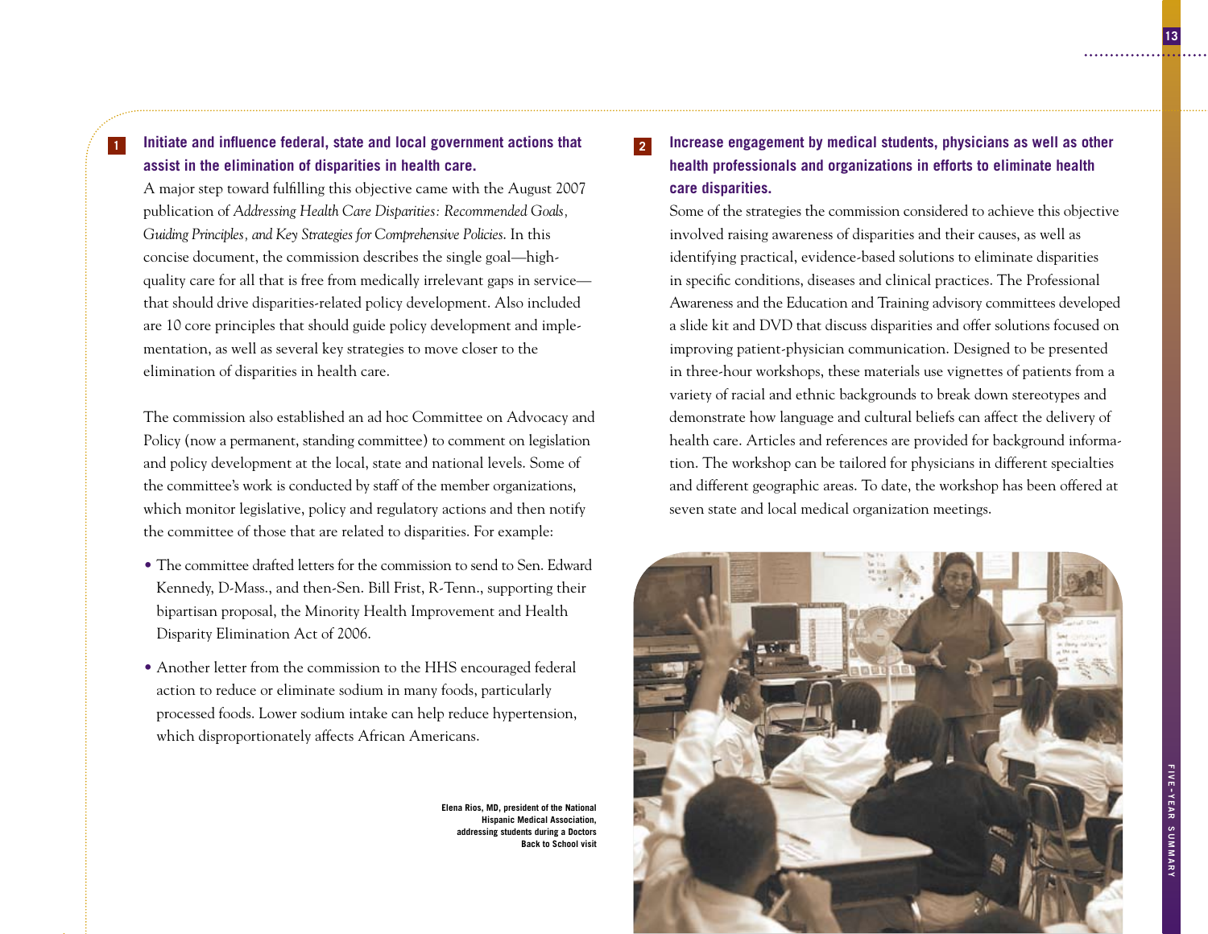## 1 Initiate and influence federal, state and local government actions that assist in the elimination of disparities in health care.

A major step toward fulfilling this objective came with the August 2007 publication of *Addressing Health Care Disparities: Recommended Goals, Guiding Principles, and Key Strategies for Comprehensive Policies*. In this concise document, the commission describes the single goal—high-quality care for all that is free from medically irrelevant gaps in service—that should drive disparities-related policy development. Also included are 10 core principles that should guide policy development and implementation, as well as several key strategies to move closer to the elimination of disparities in health care.

The commission also established an ad hoc Committee on Advocacy and Policy (now a permanent, standing committee) to comment on legislation and policy development at the local, state and national levels. Some of the committee's work is conducted by staff of the member organizations, which monitor legislative, policy and regulatory actions and then notify the committee of those that are related to disparities. For example:

- The committee drafted letters for the commission to send to Sen. Edward Kennedy, D-Mass., and then-Sen. Bill Frist, R-Tenn., supporting their bipartisan proposal, the Minority Health Improvement and Health Disparity Elimination Act of 2006.
- Another letter from the commission to the HHS encouraged federal action to reduce or eliminate sodium in many foods, particularly processed foods. Lower sodium intake can help reduce hypertension, which disproportionately affects African Americans.

## 2 Increase engagement by medical students, physicians as well as other health professionals and organizations in efforts to eliminate health care disparities.

Some of the strategies the commission considered to achieve this objective involved raising awareness of disparities and their causes, as well as identifying practical, evidence-based solutions to eliminate disparities in specific conditions, diseases and clinical practices. The Professional Awareness and the Education and Training advisory committees developed a slide kit and DVD that discuss disparities and offer solutions focused on improving patient-physician communication. Designed to be presented in three-hour workshops, these materials use vignettes of patients from a variety of racial and ethnic backgrounds to break down stereotypes and demonstrate how language and cultural beliefs can affect the delivery of health care. Articles and references are provided for background information. The workshop can be tailored for physicians in different specialties and different geographic areas. To date, the workshop has been offered at seven state and local medical organization meetings.

**Elena Rios, MD, president of the National Hispanic Medical Association, addressing students during a Doctors Back to School visit**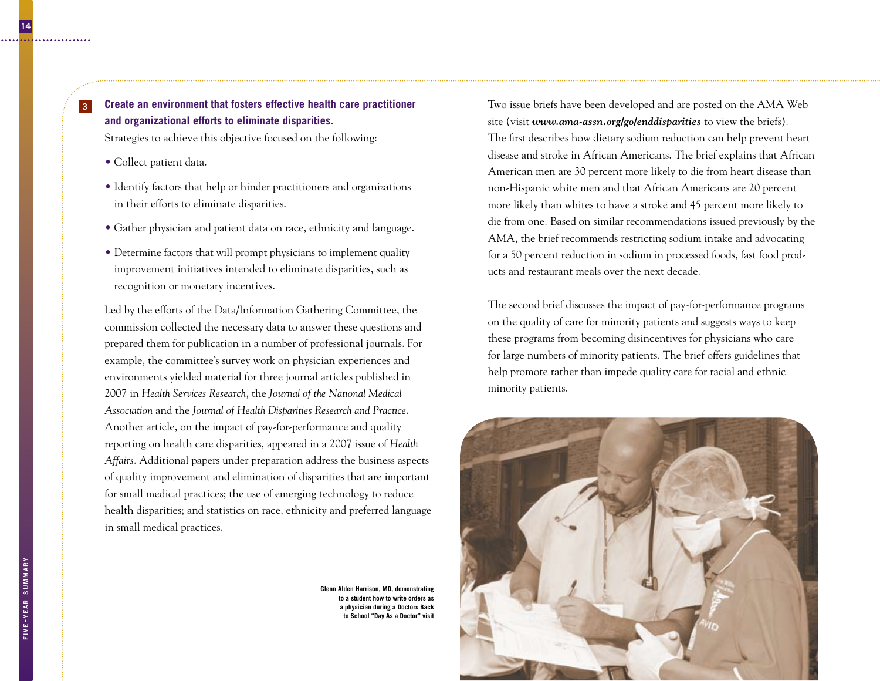### 3 Create an environment that fosters effective health care practitioner and organizational efforts to eliminate disparities.

Strategies to achieve this objective focused on the following:

- Collect patient data.
- Identify factors that help or hinder practitioners and organizations in their efforts to eliminate disparities.
- Gather physician and patient data on race, ethnicity and language.
- Determine factors that will prompt physicians to implement quality improvement initiatives intended to eliminate disparities, such as recognition or monetary incentives.

Led by the efforts of the Data/Information Gathering Committee, the commission collected the necessary data to answer these questions and prepared them for publication in a number of professional journals. For example, the committee's survey work on physician experiences and environments yielded material for three journal articles published in 2007 in *Health Services Research*, the *Journal of the National Medical Association* and the *Journal of Health Disparities Research and Practice*. Another article, on the impact of pay-for-performance and quality reporting on health care disparities, appeared in a 2007 issue of *Health Affairs*. Additional papers under preparation address the business aspects of quality improvement and elimination of disparities that are important for small medical practices; the use of emerging technology to reduce health disparities; and statistics on race, ethnicity and preferred language in small medical practices.

Glenn Alden Harrison, MD, demonstrating to a student how to write orders as a physician during a Doctors Back to School "Day As a Doctor" visit

Two issue briefs have been developed and are posted on the AMA Web site (visit ***www.ama-assn.org/go/enddisparities*** to view the briefs). The first describes how dietary sodium reduction can help prevent heart disease and stroke in African Americans. The brief explains that African American men are 30 percent more likely to die from heart disease than non-Hispanic white men and that African Americans are 20 percent more likely than whites to have a stroke and 45 percent more likely to die from one. Based on similar recommendations issued previously by the AMA, the brief recommends restricting sodium intake and advocating for a 50 percent reduction in sodium in processed foods, fast food products and restaurant meals over the next decade.

The second brief discusses the impact of pay-for-performance programs on the quality of care for minority patients and suggests ways to keep these programs from becoming disincentives for physicians who care for large numbers of minority patients. The brief offers guidelines that help promote rather than impede quality care for racial and ethnic minority patients.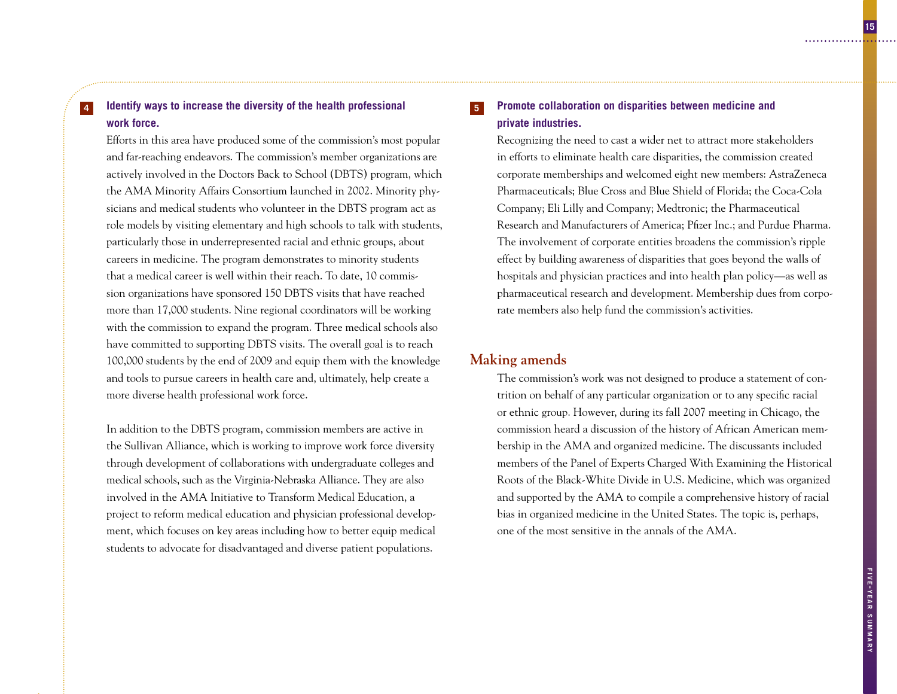**4 Identify ways to increase the diversity of the health professional work force.**

Efforts in this area have produced some of the commission's most popular and far-reaching endeavors. The commission's member organizations are actively involved in the Doctors Back to School (DBTS) program, which the AMA Minority Affairs Consortium launched in 2002. Minority physicians and medical students who volunteer in the DBTS program act as role models by visiting elementary and high schools to talk with students, particularly those in underrepresented racial and ethnic groups, about careers in medicine. The program demonstrates to minority students that a medical career is well within their reach. To date, 10 commission organizations have sponsored 150 DBTS visits that have reached more than 17,000 students. Nine regional coordinators will be working with the commission to expand the program. Three medical schools also have committed to supporting DBTS visits. The overall goal is to reach 100,000 students by the end of 2009 and equip them with the knowledge and tools to pursue careers in health care and, ultimately, help create a more diverse health professional work force.

In addition to the DBTS program, commission members are active in the Sullivan Alliance, which is working to improve work force diversity through development of collaborations with undergraduate colleges and medical schools, such as the Virginia-Nebraska Alliance. They are also involved in the AMA Initiative to Transform Medical Education, a project to reform medical education and physician professional development, which focuses on key areas including how to better equip medical students to advocate for disadvantaged and diverse patient populations.

**5 Promote collaboration on disparities between medicine and private industries.**

Recognizing the need to cast a wider net to attract more stakeholders in efforts to eliminate health care disparities, the commission created corporate memberships and welcomed eight new members: AstraZeneca Pharmaceuticals; Blue Cross and Blue Shield of Florida; the Coca-Cola Company; Eli Lilly and Company; Medtronic; the Pharmaceutical Research and Manufacturers of America; Pfizer Inc.; and Purdue Pharma. The involvement of corporate entities broadens the commission's ripple effect by building awareness of disparities that goes beyond the walls of hospitals and physician practices and into health plan policy—as well as pharmaceutical research and development. Membership dues from corporate members also help fund the commission's activities.

## Making amends

The commission's work was not designed to produce a statement of contrition on behalf of any particular organization or to any specific racial or ethnic group. However, during its fall 2007 meeting in Chicago, the commission heard a discussion of the history of African American membership in the AMA and organized medicine. The discussants included members of the Panel of Experts Charged With Examining the Historical Roots of the Black-White Divide in U.S. Medicine, which was organized and supported by the AMA to compile a comprehensive history of racial bias in organized medicine in the United States. The topic is, perhaps, one of the most sensitive in the annals of the AMA.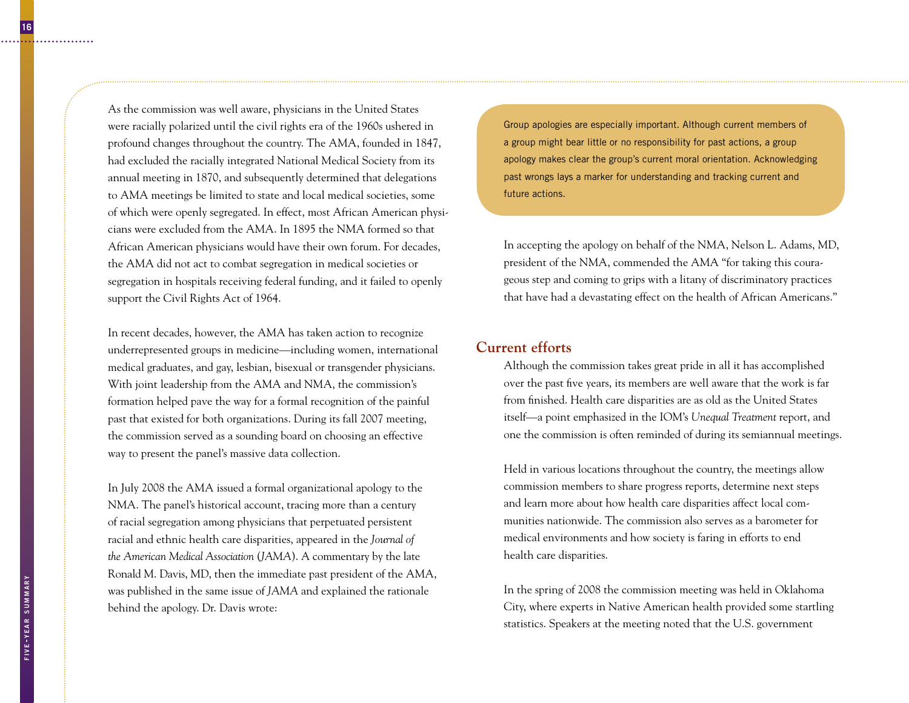As the commission was well aware, physicians in the United States were racially polarized until the civil rights era of the 1960s ushered in profound changes throughout the country. The AMA, founded in 1847, had excluded the racially integrated National Medical Society from its annual meeting in 1870, and subsequently determined that delegations to AMA meetings be limited to state and local medical societies, some of which were openly segregated. In effect, most African American physicians were excluded from the AMA. In 1895 the NMA formed so that African American physicians would have their own forum. For decades, the AMA did not act to combat segregation in medical societies or segregation in hospitals receiving federal funding, and it failed to openly support the Civil Rights Act of 1964.

In recent decades, however, the AMA has taken action to recognize underrepresented groups in medicine—including women, international medical graduates, and gay, lesbian, bisexual or transgender physicians. With joint leadership from the AMA and NMA, the commission's formation helped pave the way for a formal recognition of the painful past that existed for both organizations. During its fall 2007 meeting, the commission served as a sounding board on choosing an effective way to present the panel's massive data collection.

In July 2008 the AMA issued a formal organizational apology to the NMA. The panel's historical account, tracing more than a century of racial segregation among physicians that perpetuated persistent racial and ethnic health care disparities, appeared in the *Journal of the American Medical Association* (*JAMA*). A commentary by the late Ronald M. Davis, MD, then the immediate past president of the AMA, was published in the same issue of *JAMA* and explained the rationale behind the apology. Dr. Davis wrote:

> Group apologies are especially important. Although current members of a group might bear little or no responsibility for past actions, a group apology makes clear the group's current moral orientation. Acknowledging past wrongs lays a marker for understanding and tracking current and future actions.

In accepting the apology on behalf of the NMA, Nelson L. Adams, MD, president of the NMA, commended the AMA "for taking this courageous step and coming to grips with a litany of discriminatory practices that have had a devastating effect on the health of African Americans."

## Current efforts

Although the commission takes great pride in all it has accomplished over the past five years, its members are well aware that the work is far from finished. Health care disparities are as old as the United States itself—a point emphasized in the IOM's *Unequal Treatment* report, and one the commission is often reminded of during its semiannual meetings.

Held in various locations throughout the country, the meetings allow commission members to share progress reports, determine next steps and learn more about how health care disparities affect local communities nationwide. The commission also serves as a barometer for medical environments and how society is faring in efforts to end health care disparities.

In the spring of 2008 the commission meeting was held in Oklahoma City, where experts in Native American health provided some startling statistics. Speakers at the meeting noted that the U.S. government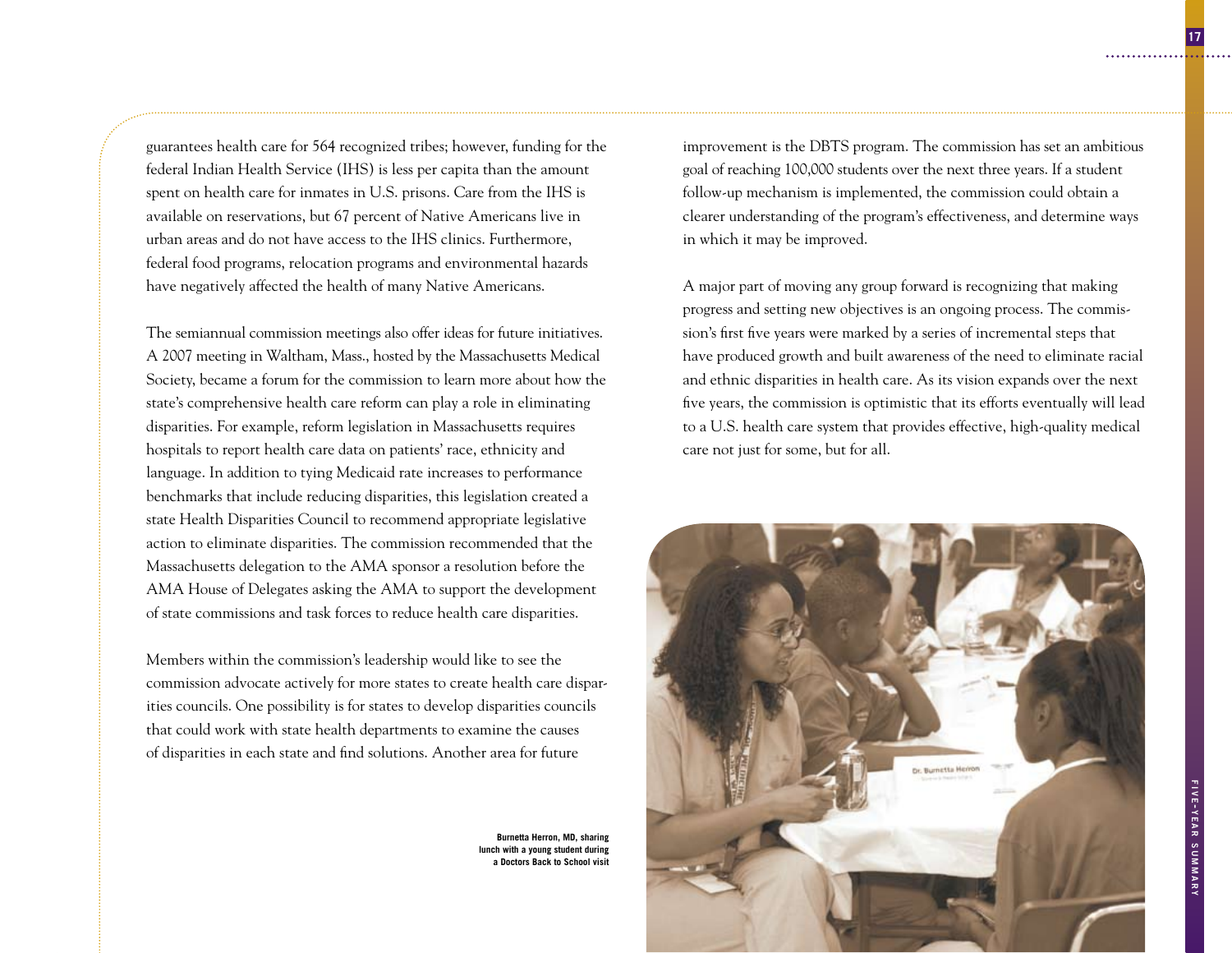guarantees health care for 564 recognized tribes; however, funding for the federal Indian Health Service (IHS) is less per capita than the amount spent on health care for inmates in U.S. prisons. Care from the IHS is available on reservations, but 67 percent of Native Americans live in urban areas and do not have access to the IHS clinics. Furthermore, federal food programs, relocation programs and environmental hazards have negatively affected the health of many Native Americans.

The semiannual commission meetings also offer ideas for future initiatives. A 2007 meeting in Waltham, Mass., hosted by the Massachusetts Medical Society, became a forum for the commission to learn more about how the state's comprehensive health care reform can play a role in eliminating disparities. For example, reform legislation in Massachusetts requires hospitals to report health care data on patients' race, ethnicity and language. In addition to tying Medicaid rate increases to performance benchmarks that include reducing disparities, this legislation created a state Health Disparities Council to recommend appropriate legislative action to eliminate disparities. The commission recommended that the Massachusetts delegation to the AMA sponsor a resolution before the AMA House of Delegates asking the AMA to support the development of state commissions and task forces to reduce health care disparities.

Members within the commission's leadership would like to see the commission advocate actively for more states to create health care disparities councils. One possibility is for states to develop disparities councils that could work with state health departments to examine the causes of disparities in each state and find solutions. Another area for future improvement is the DBTS program. The commission has set an ambitious goal of reaching 100,000 students over the next three years. If a student follow-up mechanism is implemented, the commission could obtain a clearer understanding of the program's effectiveness, and determine ways in which it may be improved.

A major part of moving any group forward is recognizing that making progress and setting new objectives is an ongoing process. The commission's first five years were marked by a series of incremental steps that have produced growth and built awareness of the need to eliminate racial and ethnic disparities in health care. As its vision expands over the next five years, the commission is optimistic that its efforts eventually will lead to a U.S. health care system that provides effective, high-quality medical care not just for some, but for all.

**Burnetta Herron, MD, sharing lunch with a young student during a Doctors Back to School visit**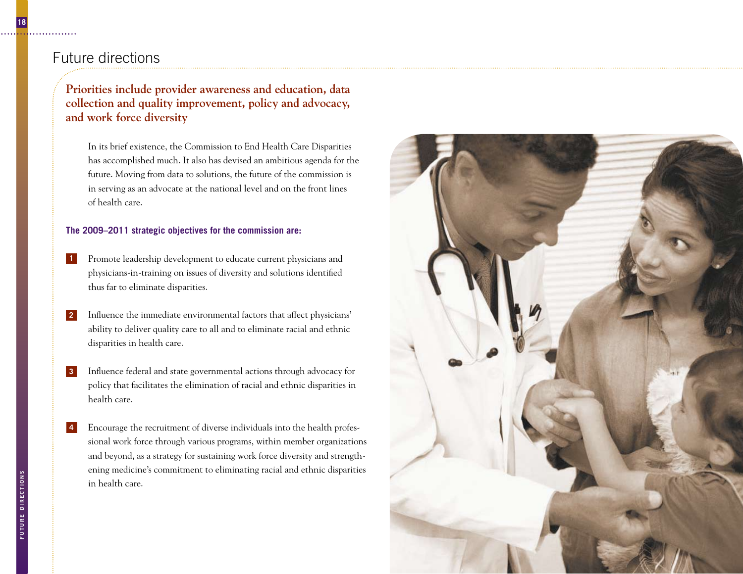## Future directions

### Priorities include provider awareness and education, data collection and quality improvement, policy and advocacy, and work force diversity

In its brief existence, the Commission to End Health Care Disparities has accomplished much. It also has devised an ambitious agenda for the future. Moving from data to solutions, the future of the commission is in serving as an advocate at the national level and on the front lines of health care.

**The 2009–2011 strategic objectives for the commission are:**

1. Promote leadership development to educate current physicians and physicians-in-training on issues of diversity and solutions identified thus far to eliminate disparities.

2. Influence the immediate environmental factors that affect physicians' ability to deliver quality care to all and to eliminate racial and ethnic disparities in health care.

3. Influence federal and state governmental actions through advocacy for policy that facilitates the elimination of racial and ethnic disparities in health care.

4. Encourage the recruitment of diverse individuals into the health professional work force through various programs, within member organizations and beyond, as a strategy for sustaining work force diversity and strengthening medicine's commitment to eliminating racial and ethnic disparities in health care.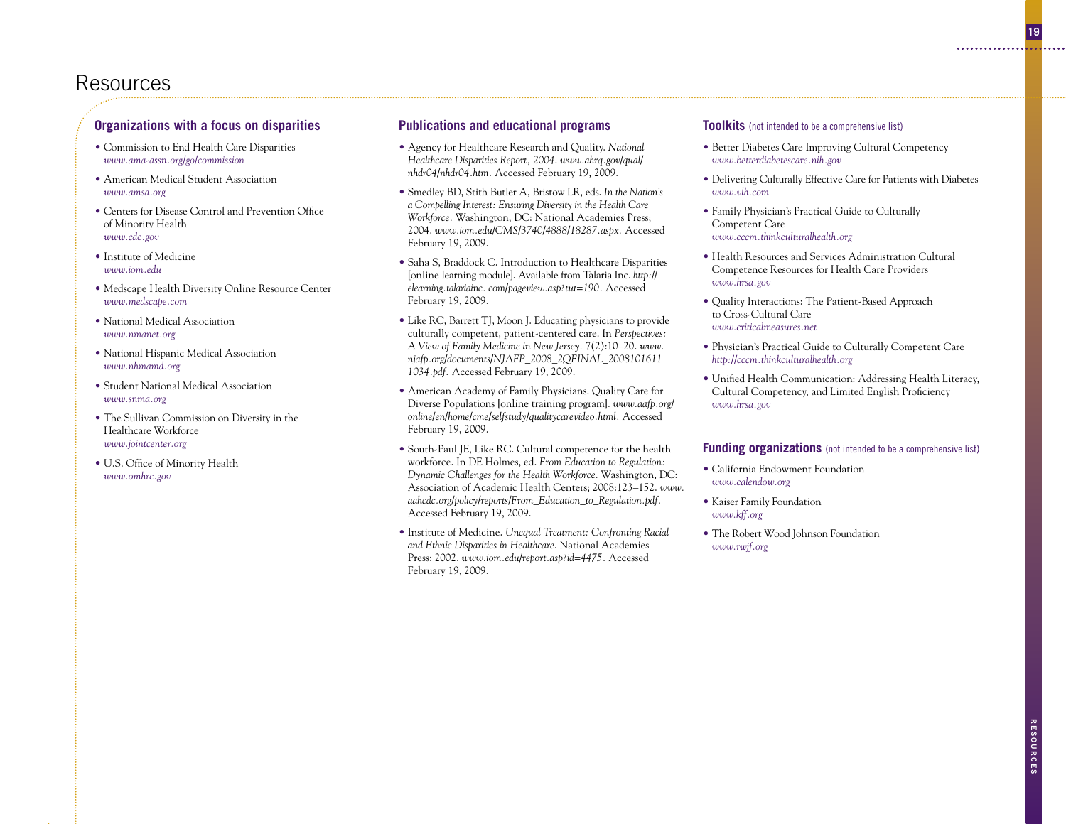# Resources

## Organizations with a focus on disparities

- Commission to End Health Care Disparities
  *www.ama-assn.org/go/commission*
- American Medical Student Association
  *www.amsa.org*
- Centers for Disease Control and Prevention Office of Minority Health
  *www.cdc.gov*
- Institute of Medicine
  *www.iom.edu*
- Medscape Health Diversity Online Resource Center
  *www.medscape.com*
- National Medical Association
  *www.nmanet.org*
- National Hispanic Medical Association
  *www.nhmamd.org*
- Student National Medical Association
  *www.snma.org*
- The Sullivan Commission on Diversity in the Healthcare Workforce
  *www.jointcenter.org*
- U.S. Office of Minority Health
  *www.omhrc.gov*

## Publications and educational programs

- Agency for Healthcare Research and Quality. *National Healthcare Disparities Report, 2004. www.ahrq.gov/qual/nhdr04/nhdr04.htm.* Accessed February 19, 2009.
- Smedley BD, Stith Butler A, Bristow LR, eds. *In the Nation's a Compelling Interest: Ensuring Diversity in the Health Care Workforce.* Washington, DC: National Academies Press; 2004. *www.iom.edu/CMS/3740/4888/18287.aspx.* Accessed February 19, 2009.
- Saha S, Braddock C. Introduction to Healthcare Disparities [online learning module]. Available from Talaria Inc. *http://elearning.talariainc. com/pageview.asp?tut=190.* Accessed February 19, 2009.
- Like RC, Barrett TJ, Moon J. Educating physicians to provide culturally competent, patient-centered care. In *Perspectives: A View of Family Medicine in New Jersey.* 7(2):10–20. *www.njafp.org/documents/NJAFP_2008_2QFINAL_2008101611 1034.pdf.* Accessed February 19, 2009.
- American Academy of Family Physicians. Quality Care for Diverse Populations [online training program]. *www.aafp.org/online/en/home/cme/selfstudy/qualitycarevideo.html.* Accessed February 19, 2009.
- South-Paul JE, Like RC. Cultural competence for the health workforce. In DE Holmes, ed. *From Education to Regulation: Dynamic Challenges for the Health Workforce*. Washington, DC: Association of Academic Health Centers; 2008:123–152. *www.aahcdc.org/policy/reports/From_Education_to_Regulation.pdf.* Accessed February 19, 2009.
- Institute of Medicine. *Unequal Treatment: Confronting Racial and Ethnic Disparities in Healthcare*. National Academies Press: 2002. *www.iom.edu/report.asp?id=4475.* Accessed February 19, 2009.

## Toolkits (not intended to be a comprehensive list)

- Better Diabetes Care Improving Cultural Competency
  *www.betterdiabetescare.nih.gov*
- Delivering Culturally Effective Care for Patients with Diabetes
  *www.vlh.com*
- Family Physician's Practical Guide to Culturally Competent Care
  *www.cccm.thinkculturalhealth.org*
- Health Resources and Services Administration Cultural Competence Resources for Health Care Providers
  *www.hrsa.gov*
- Quality Interactions: The Patient-Based Approach to Cross-Cultural Care
  *www.criticalmeasures.net*
- Physician's Practical Guide to Culturally Competent Care
  *http://cccm.thinkculturalhealth.org*
- Unified Health Communication: Addressing Health Literacy, Cultural Competency, and Limited English Proficiency
  *www.hrsa.gov*

## Funding organizations (not intended to be a comprehensive list)

- California Endowment Foundation
  *www.calendow.org*
- Kaiser Family Foundation
  *www.kff.org*
- The Robert Wood Johnson Foundation
  *www.rwjf.org*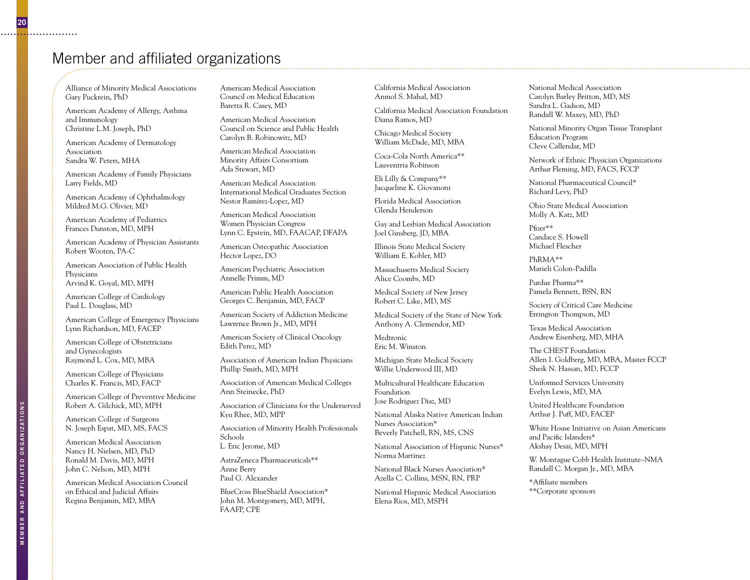# Member and affiliated organizations

Alliance of Minority Medical Associations
Gary Puckrein, PhD

American Academy of Allergy, Asthma and Immunology
Christine L.M. Joseph, PhD

American Academy of Dermatology Association
Sandra W. Peters, MHA

American Academy of Family Physicians
Larry Fields, MD

American Academy of Ophthalmology
Mildred M.G. Olivier, MD

American Academy of Pediatrics
Frances Dunston, MD, MPH

American Academy of Physician Assistants
Robert Wooten, PA-C

American Association of Public Health Physicians
Arvind K. Goyal, MD, MPH

American College of Cardiology
Paul L. Douglass, MD

American College of Emergency Physicians
Lynn Richardson, MD, FACEP

American College of Obstetricians and Gynecologists
Raymond L. Cox, MD, MBA

American College of Physicians
Charles K. Francis, MD, FACP

American College of Preventive Medicine
Robert A. Gilchick, MD, MPH

American College of Surgeons
N. Joseph Espat, MD, MS, FACS

American Medical Association
Nancy H. Nielsen, MD, PhD
Ronald M. Davis, MD, MPH
John C. Nelson, MD, MPH

American Medical Association Council on Ethical and Judicial Affairs
Regina Benjamin, MD, MBA

American Medical Association Council on Medical Education
Baretta R. Casey, MD

American Medical Association Council on Science and Public Health
Carolyn B. Robinowitz, MD

American Medical Association Minority Affairs Consortium
Ada Stewart, MD

American Medical Association International Medical Graduates Section
Nestor Ramirez-Lopez, MD

American Medical Association Women Physician Congress
Lynn C. Epstein, MD, FAACAP, DFAPA

American Osteopathic Association
Hector Lopez, DO

American Psychiatric Association
Annelle Primm, MD

American Public Health Association
Georges C. Benjamin, MD, FACP

American Society of Addiction Medicine
Lawrence Brown Jr., MD, MPH

American Society of Clinical Oncology
Edith Perez, MD

Association of American Indian Physicians
Phillip Smith, MD, MPH

Association of American Medical Colleges
Ann Steinecke, PhD

Association of Clinicians for the Underserved
Kyu Rhee, MD, MPP

Association of Minority Health Professionals Schools
L. Eric Jerome, MD

AstraZeneca Pharmaceuticals**
Anne Berry
Paul G. Alexander

BlueCross BlueShield Association*
John M. Montgomery, MD, MPH, FAAFP, CPE

California Medical Association
Anmol S. Mahal, MD

California Medical Association Foundation
Diana Ramos, MD

Chicago Medical Society
William McDade, MD, MBA

Coca-Cola North America**
Lauventria Robinson

Eli Lilly & Company**
Jacqueline K. Giovanoni

Florida Medical Association
Glenda Henderson

Gay and Lesbian Medical Association
Joel Ginsberg, JD, MBA

Illinois State Medical Society
William E. Kobler, MD

Massachusetts Medical Society
Alice Coombs, MD

Medical Society of New Jersey
Robert C. Like, MD, MS

Medical Society of the State of New York
Anthony A. Clemendor, MD

Medtronic
Eric M. Winston

Michigan State Medical Society
Willie Underwood III, MD

Multicultural Healthcare Education Foundation
Jose Rodriguez Diaz, MD

National Alaska Native American Indian Nurses Association*
Beverly Patchell, RN, MS, CNS

National Association of Hispanic Nurses*
Norma Martinez

National Black Nurses Association*
Azella C. Collins, MSN, RN, PRP

National Hispanic Medical Association
Elena Rios, MD, MSPH

National Medical Association
Carolyn Barley Britton, MD, MS
Sandra L. Gadson, MD
Randall W. Maxey, MD, PhD

National Minority Organ Tissue Transplant Education Program
Cleve Callendar, MD

Network of Ethnic Physician Organizations
Arthur Fleming, MD, FACS, FCCP

National Pharmaceutical Council*
Richard Levy, PhD

Ohio State Medical Association
Molly A. Katz, MD

Pfizer**
Candace S. Howell
Michael Flescher

PhRMA**
Marieli Colon-Padilla

Purdue Pharma**
Pamela Bennett, BSN, RN

Society of Critical Care Medicine
Errington Thompson, MD

Texas Medical Association
Andrew Eisenberg, MD, MHA

The CHEST Foundation
Allen I. Goldberg, MD, MBA, Master FCCP
Sheik N. Hassan, MD, FCCP

Uniformed Services University
Evelyn Lewis, MD, MA

United Healthcare Foundation
Arthur J. Puff, MD, FACEP

White House Initiative on Asian Americans and Pacific Islanders*
Akshay Desai, MD, MPH

W. Montague Cobb Health Institute–NMA
Randall C. Morgan Jr., MD, MBA

*Affiliate members
**Corporate sponsors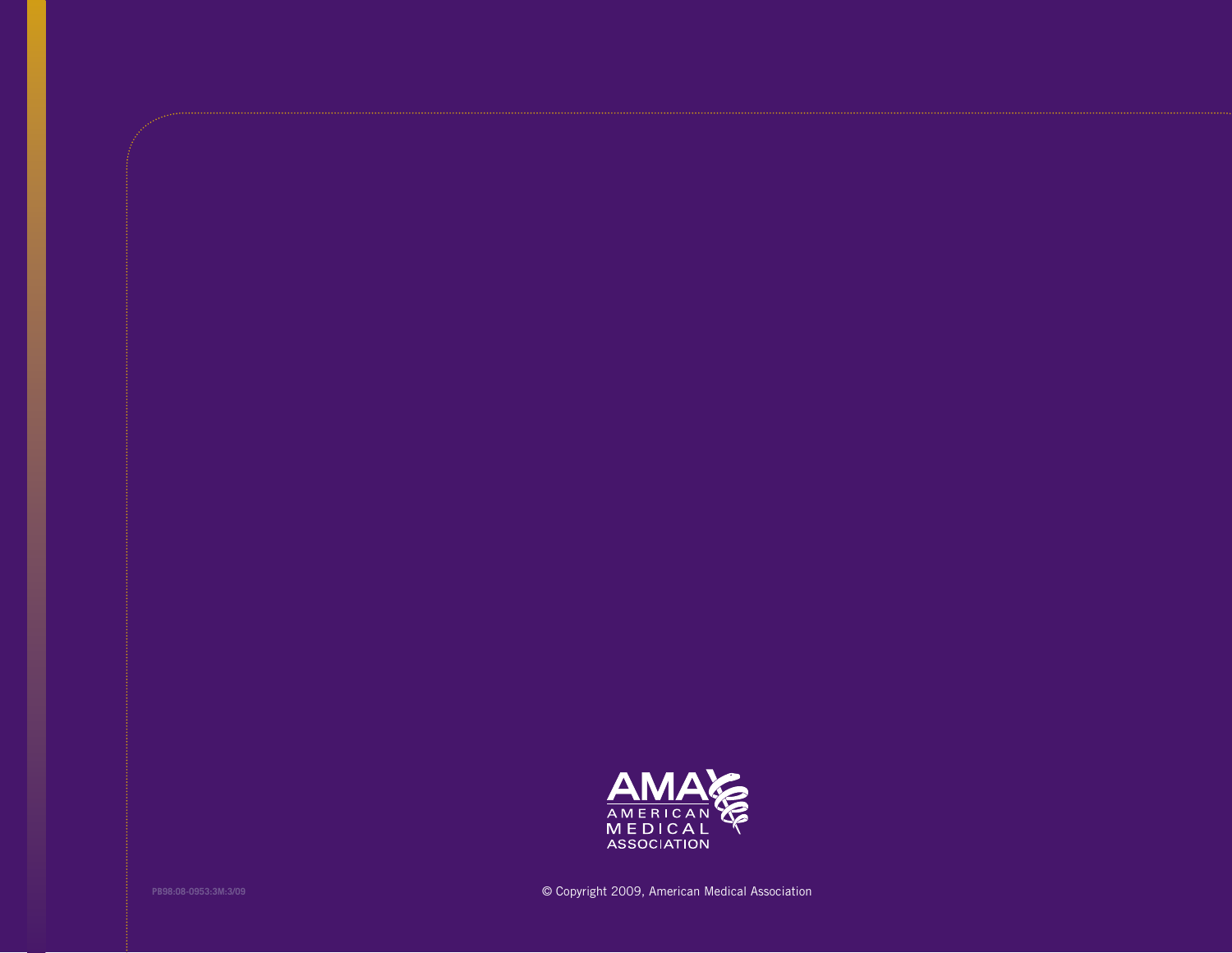AMA
AMERICAN
MEDICAL
ASSOCIATION

PB98:08-0953:3M:3/09

© Copyright 2009, American Medical Association